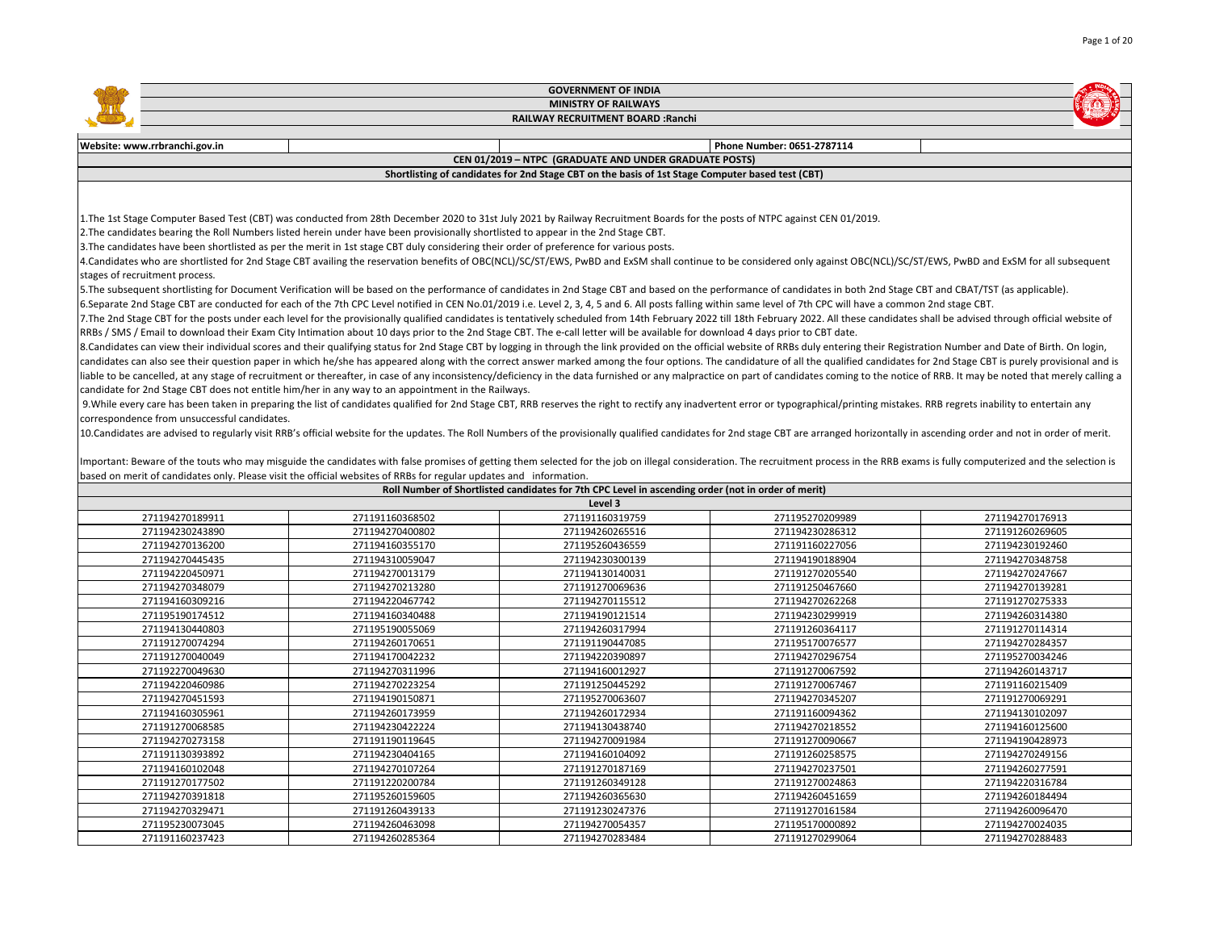# GOVERNMENT OF INDIA

## MINISTRY OF RAILWAYS

## RAILWAY RECRUITMENT BOARD :Ranchi

**Website: www.rrbranchi.gov.in** | **Phone Number: 0651-2787114**

### CEN 01/2019 – NTPC (GRADUATE AND UNDER GRADUATE POSTS)

### Shortlisting of candidates for 2nd Stage CBT on the basis of 1st Stage Computer based test (CBT)

1.The 1st Stage Computer Based Test (CBT) was conducted from 28th December 2020 to 31st July 2021 by Railway Recruitment Boards for the posts of NTPC against CEN 01/2019.

2.The candidates bearing the Roll Numbers listed herein under have been provisionally shortlisted to appear in the 2nd Stage CBT.

3.The candidates have been shortlisted as per the merit in 1st stage CBT duly considering their order of preference for various posts.

4.Candidates who are shortlisted for 2nd Stage CBT availing the reservation benefits of OBC(NCL)/SC/ST/EWS, PwBD and ExSM shall continue to be considered only against OBC(NCL)/SC/ST/EWS, PwBD and ExSM for all subsequent stages of recruitment process.

5.The subsequent shortlisting for Document Verification will be based on the performance of candidates in 2nd Stage CBT and based on the performance of candidates in both 2nd Stage CBT and CBAT/TST (as applicable).

6.Separate 2nd Stage CBT are conducted for each of the 7th CPC Level notified in CEN No.01/2019 i.e. Level 2, 3, 4, 5 and 6. All posts falling within same level of 7th CPC will have a common 2nd stage CBT.

7.The 2nd Stage CBT for the posts under each level for the provisionally qualified candidates is tentatively scheduled from 14th February 2022 till 18th February 2022. All these candidates shall be advised through official website of RRBs / SMS / Email to download their Exam City Intimation about 10 days prior to the 2nd Stage CBT. The e-call letter will be available for download 4 days prior to CBT date.

8.Candidates can view their individual scores and their qualifying status for 2nd Stage CBT by logging in through the link provided on the official website of RRBs duly entering their Registration Number and Date of Birth. On login, candidates can also see their question paper in which he/she has appeared along with the correct answer marked among the four options. The candidature of all the qualified candidates for 2nd Stage CBT is purely provisional and is liable to be cancelled, at any stage of recruitment or thereafter, in case of any inconsistency/deficiency in the data furnished or any malpractice on part of candidates coming to the notice of RRB. It may be noted that merely calling a candidate for 2nd Stage CBT does not entitle him/her in any way to an appointment in the Railways.

9.While every care has been taken in preparing the list of candidates qualified for 2nd Stage CBT, RRB reserves the right to rectify any inadvertent error or typographical/printing mistakes. RRB regrets inability to entertain any correspondence from unsuccessful candidates.

10.Candidates are advised to regularly visit RRB's official website for the updates. The Roll Numbers of the provisionally qualified candidates for 2nd stage CBT are arranged horizontally in ascending order and not in order of merit.

Important: Beware of the touts who may misguide the candidates with false promises of getting them selected for the job on illegal consideration. The recruitment process in the RRB exams is fully computerized and the selection is based on merit of candidates only. Please visit the official websites of RRBs for regular updates and information.

### Roll Number of Shortlisted candidates for 7th CPC Level in ascending order (not in order of merit)

**Level 3**

| | | | | |
|---|---|---|---|---|
| 271194270189911 | 271191160368502 | 271191160319759 | 271195270209989 | 271194270176913 |
| 271194230243890 | 271194270400802 | 271194260265516 | 271194230286312 | 271191260269605 |
| 271194270136200 | 271194160355170 | 271195260436559 | 271191160227056 | 271194230192460 |
| 271194270445435 | 271194310059047 | 271194230300139 | 271194190188904 | 271194270348758 |
| 271194220450971 | 271194270013179 | 271194130140031 | 271191270205540 | 271194270247667 |
| 271194270348079 | 271194270213280 | 271191270069636 | 271191250467660 | 271194270139281 |
| 271194160309216 | 271194220467742 | 271194270115512 | 271194270262268 | 271191270275333 |
| 271195190174512 | 271194160340488 | 271194190121514 | 271194230299919 | 271194260314380 |
| 271194130440803 | 271195190055069 | 271194260317994 | 271191260364117 | 271191270114314 |
| 271191270074294 | 271194260170651 | 271191190447085 | 271195170076577 | 271194270284357 |
| 271191270040049 | 271194170042232 | 271194220390897 | 271194270296754 | 271195270034246 |
| 271192270049630 | 271194270311996 | 271194160012927 | 271191270067592 | 271194260143717 |
| 271194220460986 | 271194270223254 | 271191250445292 | 271191270067467 | 271191160215409 |
| 271194270451593 | 271194190150871 | 271195270063607 | 271194270345207 | 271191270069291 |
| 271194160305961 | 271194260173959 | 271194260172934 | 271191160094362 | 271194130102097 |
| 271191270068585 | 271194230422224 | 271194130438740 | 271194270218552 | 271194160125600 |
| 271194270273158 | 271191190119645 | 271194270091984 | 271191270090667 | 271194190428973 |
| 271191130393892 | 271194230404165 | 271194160104092 | 271191160258575 | 271194270249156 |
| 271194160102048 | 271194270107264 | 271191270187169 | 271194270237501 | 271194260277591 |
| 271191270177502 | 271191220200784 | 271191260349128 | 271191270024863 | 271194220316784 |
| 271194270391818 | 271195260159605 | 271194260363630 | 271194260451659 | 271194260184494 |
| 271194270329471 | 271191260439133 | 271191230247376 | 271191270161584 | 271194260096470 |
| 271195230073045 | 271194260463098 | 271194270054357 | 271195170000892 | 271194270024035 |
| 271191160237423 | 271194260285364 | 271194270283484 | 271191270299064 | 271194270288483 |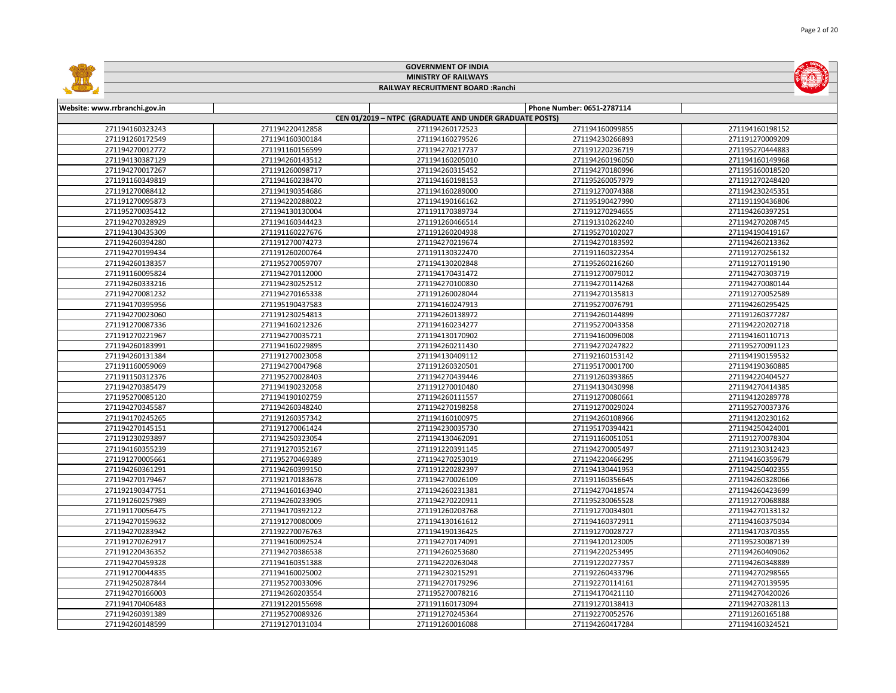GOVERNMENT OF INDIA

MINISTRY OF RAILWAYS

RAILWAY RECRUITMENT BOARD :Ranchi

| Website: www.rrbranchi.gov.in | | | Phone Number: 0651-2787114 | |
|---|---|---|---|---|
| CEN 01/2019 – NTPC (GRADUATE AND UNDER GRADUATE POSTS) | | | | |
| 271194160323243 | 271194220412858 | 271194260172523 | 271194160099855 | 271194160198152 |
| 271191260172549 | 271194160300184 | 271194160279526 | 271194230266893 | 271191270009209 |
| 271194270012772 | 271191160156599 | 271194270217737 | 271191220236719 | 271195270444883 |
| 271194130387129 | 271194260143512 | 271194160205010 | 271194260196050 | 271194160149968 |
| 271194270017267 | 271191260098717 | 271194260315452 | 271194270180996 | 271195160018520 |
| 271191160349819 | 271194160238470 | 271194160198153 | 271195260057979 | 271191270248420 |
| 271191270088412 | 271194190354686 | 271194160289000 | 271191270074388 | 271194230245351 |
| 271191270095873 | 271194220288022 | 271194190166162 | 271195190427990 | 271191190436806 |
| 271195270035412 | 271194130130004 | 271191170389734 | 271191270294655 | 271194260397251 |
| 271194270328929 | 271194160344423 | 271191260466514 | 271191310262240 | 271194270208745 |
| 271194130435309 | 271191160227676 | 271191260204938 | 271195270102027 | 271194190419167 |
| 271194260394280 | 271191270074273 | 271194270219674 | 271194270183592 | 271194260213362 |
| 271194270199434 | 271191260200764 | 271191130322470 | 271191160322354 | 271191270256132 |
| 271194260138357 | 271195270059707 | 271194130202848 | 271195260216260 | 271191270119190 |
| 271191160095824 | 271194270112000 | 271194170431472 | 271191270079012 | 271194270303719 |
| 271194260333216 | 271194230252512 | 271194270100830 | 271194270114268 | 271194270080144 |
| 271194270081232 | 271194270165338 | 271191260028044 | 271194270135813 | 271191270052589 |
| 271194170395956 | 271195190437583 | 271194160247913 | 271195270076791 | 271194260295425 |
| 271194270023060 | 271191230254813 | 271194260138972 | 271194260144899 | 271191260377287 |
| 271191270087336 | 271194160212326 | 271194160234277 | 271195270043358 | 271194220202718 |
| 271191270221967 | 271194270035721 | 271194130170902 | 271194160096008 | 271194160110713 |
| 271194260183991 | 271194160229895 | 271194260211430 | 271194270247822 | 271195270091123 |
| 271194260131384 | 271191270023058 | 271194130409112 | 271192160153142 | 271194190159532 |
| 271191160059069 | 271194270047968 | 271191260320501 | 271195170001700 | 271194190360885 |
| 271191150312376 | 271195270028403 | 271194270439446 | 271191260393865 | 271194220404527 |
| 271194270385479 | 271194190232058 | 271191270010480 | 271194130430998 | 271194270414385 |
| 271195270085120 | 271194190102759 | 271194260111557 | 271191270080661 | 271194120289778 |
| 271194270345587 | 271194260348240 | 271194270198258 | 271191270029024 | 271195270037376 |
| 271194170245265 | 271191260357342 | 271194160100975 | 271194260108966 | 271194120230162 |
| 271194270145151 | 271191270061424 | 271194230035730 | 271195170394421 | 271194250424001 |
| 271191230293897 | 271194250323054 | 271194130462091 | 271191160051051 | 271191270078304 |
| 271194160355239 | 271191270352167 | 271191220391145 | 271194270005497 | 271191230312423 |
| 271191270005661 | 271195270469389 | 271194270253019 | 271194220466295 | 271194160359679 |
| 271194260361291 | 271194260399150 | 271191220282397 | 271194130441953 | 271194250402355 |
| 271194270179467 | 271192170183678 | 271194270026109 | 271191160356645 | 271194260328066 |
| 271192190347751 | 271194160163940 | 271194260231381 | 271194270418574 | 271194260423699 |
| 271191260257989 | 271194260233905 | 271194270220911 | 271195230065528 | 271191270068888 |
| 271191170056475 | 271194170392122 | 271191260203768 | 271191270034301 | 271194270133132 |
| 271194270159632 | 271191270080009 | 271194130161612 | 271194160372911 | 271194160375034 |
| 271194270283942 | 271192270076763 | 271194190136425 | 271191270028727 | 271194170370355 |
| 271191270262917 | 271194160092524 | 271194270174091 | 271194120123005 | 271195230087139 |
| 271191220436352 | 271194270386538 | 271194260253680 | 271194220253495 | 271194260409062 |
| 271194270459328 | 271194160351388 | 271194220263048 | 271191220277357 | 271194260348889 |
| 271191270044835 | 271194160025002 | 271194230215291 | 271192260433796 | 271194270298565 |
| 271194250287844 | 271195270033096 | 271194270179296 | 271192270114161 | 271194270139595 |
| 271194270166003 | 271194260203554 | 271195270078216 | 271194170421110 | 271194270420026 |
| 271194170406483 | 271191220155698 | 271191160173094 | 271191270138413 | 271194270328113 |
| 271194260391389 | 271195270089326 | 271191270245364 | 271192270052576 | 271191260165188 |
| 271194260148599 | 271191270131034 | 271191260016088 | 271194260417284 | 271194160324521 |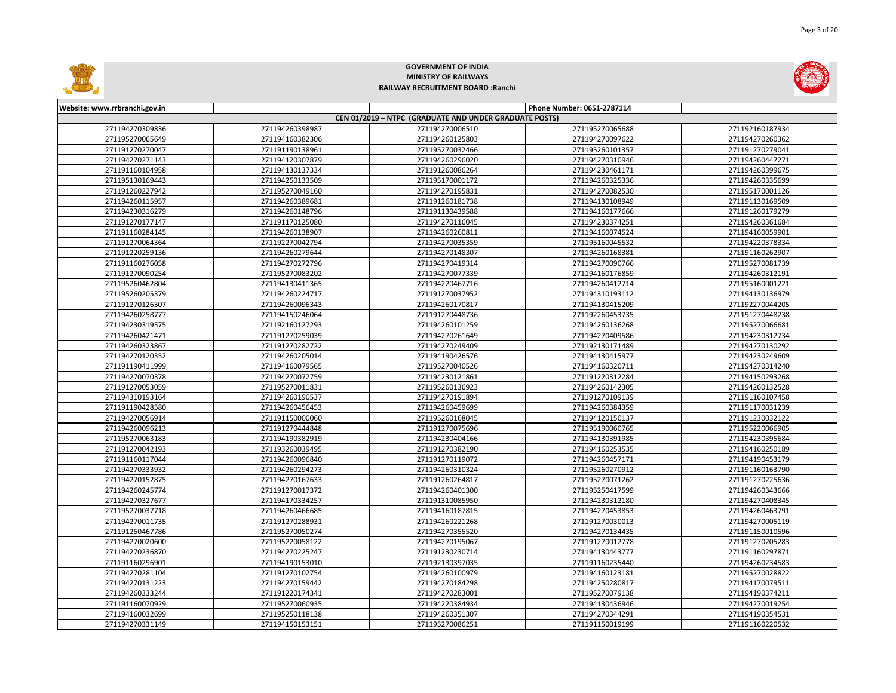# GOVERNMENT OF INDIA

## MINISTRY OF RAILWAYS

### RAILWAY RECRUITMENT BOARD :Ranchi

| Website: www.rrbranchi.gov.in | | | Phone Number: 0651-2787114 | |
|---|---|---|---|---|
| CEN 01/2019 – NTPC (GRADUATE AND UNDER GRADUATE POSTS) | | | | |
| 271194270309836 | 271194260398987 | 271194270006510 | 271195270065688 | 271192160187934 |
| 271195270065649 | 271194160382306 | 271194260125803 | 271194270097622 | 271194270260362 |
| 271191270270047 | 271191190138961 | 271195270032466 | 271195260101357 | 271191270279041 |
| 271194270271143 | 271194120307879 | 271194260296020 | 271194270310946 | 271194260447271 |
| 271191160104958 | 271194130137334 | 271191260086264 | 271194230461171 | 271194260399675 |
| 271195130169443 | 271194250133509 | 271195170001172 | 271194260325336 | 271194260335699 |
| 271191260227942 | 271195270049160 | 271194270195831 | 271194270082530 | 271195170001126 |
| 271194260115957 | 271194260389681 | 271191260181738 | 271194130108949 | 271191130169509 |
| 271194230316279 | 271194260148796 | 271191130439588 | 271194160177666 | 271191260179279 |
| 271191270177147 | 271191170125080 | 271194270116045 | 271194230374251 | 271194260361684 |
| 271191160284145 | 271194260138907 | 271194260260811 | 271194160074524 | 271194160059901 |
| 271191270064364 | 271192270042794 | 271194270035359 | 271195160045532 | 271194220378334 |
| 271191220259136 | 271194260279644 | 271194270148307 | 271194260168381 | 271191160262907 |
| 271191160276058 | 271194270272796 | 271194270419314 | 271194270090766 | 271195270081739 |
| 271191270090254 | 271195270083202 | 271194270077339 | 271194160176859 | 271194260312191 |
| 271195260462804 | 271194130411365 | 271194220467716 | 271194260412714 | 271195160001221 |
| 271195260205379 | 271194260224717 | 271191270037952 | 271194310193112 | 271194130136979 |
| 271191270126307 | 271194260096343 | 271194260170817 | 271194130415209 | 271192270044205 |
| 271194260258777 | 271194150246064 | 271191270448736 | 271192260453735 | 271191270448238 |
| 271194230319575 | 271192160127293 | 271194260101259 | 271194260136268 | 271195270066681 |
| 271194260421471 | 271191270259039 | 271194270261649 | 271194270409586 | 271194230312734 |
| 271194260323867 | 271191270282722 | 271194270249409 | 271192130171489 | 271194270130292 |
| 271194270120352 | 271194260205014 | 271194190426576 | 271194130415977 | 271194230249609 |
| 271191190411999 | 271194160079565 | 271195270040526 | 271194160320711 | 271194270314240 |
| 271194270070378 | 271194270072759 | 271194230121861 | 271191220312284 | 271194150293268 |
| 271191270053059 | 271195270011831 | 271195260136923 | 271194260142305 | 271194260132528 |
| 271194310193164 | 271194260190537 | 271194270191894 | 271191270109139 | 271191160107458 |
| 271191190428580 | 271194260456453 | 271194260459699 | 271194260384359 | 271191170031239 |
| 271194270056914 | 271191150000060 | 271195260168045 | 271194120150137 | 271191230032122 |
| 271194260096213 | 271191270444848 | 271191270075696 | 271195190060765 | 271195220066905 |
| 271195270063183 | 271194190382919 | 271194230404166 | 271194130391985 | 271194230395684 |
| 271191270042193 | 271193260039495 | 271191270382190 | 271194160253535 | 271194160250189 |
| 271191160117044 | 271194260096840 | 271191270119072 | 271194260457171 | 271194190453179 |
| 271194270333932 | 271194260294273 | 271194260310324 | 271195260270912 | 271191160163790 |
| 271194270152875 | 271194270167633 | 271191260264817 | 271195270071262 | 271191270225636 |
| 271194260245774 | 271191270017372 | 271194260401300 | 271195250417599 | 271194260343666 |
| 271194270327677 | 271194170334257 | 271191310085950 | 271194230312180 | 271194270408345 |
| 271195270037718 | 271194260466685 | 271194160187815 | 271194270453853 | 271194260463791 |
| 271194270011735 | 271191270288931 | 271194260221268 | 271191270030013 | 271194270005119 |
| 271191250467786 | 271195270050274 | 271194270355520 | 271194270134435 | 271191150010596 |
| 271194270020600 | 271195220058122 | 271194270195067 | 271191270012778 | 271191270205283 |
| 271194270236870 | 271194270225247 | 271191230230714 | 271194130443777 | 271191160297871 |
| 271191160296901 | 271194190153010 | 271192130397035 | 271191160235440 | 271194260234583 |
| 271194270281104 | 271191270102754 | 271194260100979 | 271194160123181 | 271195270028822 |
| 271194270131223 | 271194270159442 | 271194270184298 | 271194250280817 | 271194170079511 |
| 271194260333244 | 271191220174341 | 271194270283001 | 271195270079138 | 271194190374211 |
| 271191160070929 | 271195270060935 | 271194220384934 | 271194130436946 | 271194270019254 |
| 271194160032699 | 271195250118138 | 271194260351307 | 271194270344291 | 271194190354531 |
| 271194270331149 | 271194150153151 | 271195270086251 | 271191150019199 | 271191160220532 |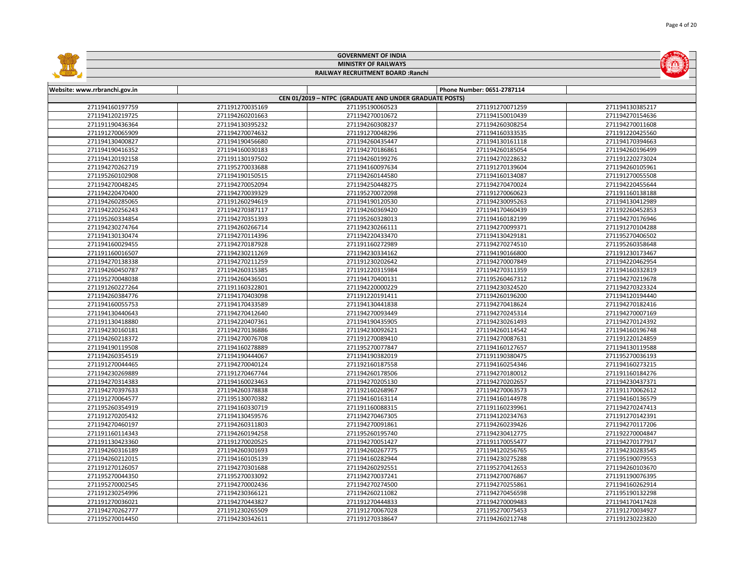GOVERNMENT OF INDIA

MINISTRY OF RAILWAYS

RAILWAY RECRUITMENT BOARD :Ranchi

| Website: www.rrbranchi.gov.in | | | Phone Number: 0651-2787114 | |
|---|---|---|---|---|
| CEN 01/2019 – NTPC (GRADUATE AND UNDER GRADUATE POSTS) | | | | |
| 271194160197759 | 271191270035169 | 271195190060523 | 271191270071259 | 271194130385217 |
| 271194120219725 | 271194260201663 | 271194270010672 | 271194150010439 | 271194270154636 |
| 271191190436364 | 271194130395232 | 271194260308237 | 271194260308254 | 271194270011608 |
| 271191270065909 | 271194270074632 | 271191270048296 | 271194160333535 | 271191220425560 |
| 271194130400827 | 271194190456680 | 271194260435447 | 271194130161118 | 271194170394663 |
| 271194190416352 | 271194160030183 | 271194270186861 | 271194260185054 | 271194260196499 |
| 271194120192158 | 271191130197502 | 271194260199276 | 271194270228632 | 271191220273024 |
| 271194270262719 | 271195270033688 | 271194160097634 | 271191270139604 | 271194260105961 |
| 271195260102908 | 271194190150515 | 271194260144580 | 271194160134087 | 271191270055508 |
| 271194270048245 | 271194270052094 | 271194250448275 | 271194270470024 | 271194220455644 |
| 271194220470400 | 271194270039329 | 271195270072098 | 271191270060623 | 271191160138188 |
| 271194260285065 | 271191260294619 | 271194190120530 | 271194230095263 | 271194130412989 |
| 271194220256243 | 271194270387117 | 271194260369420 | 271194170460439 | 271192260452853 |
| 271195260334854 | 271194270351393 | 271195260328013 | 271194160182199 | 271194270176946 |
| 271194230274764 | 271194260266714 | 271194230266111 | 271194270099371 | 271191270104288 |
| 271194130130474 | 271194270114396 | 271194220433470 | 271194130429181 | 271195270406502 |
| 271194160029455 | 271194270187928 | 271191160272989 | 271194270274510 | 271195260358648 |
| 271191160016507 | 271194230211269 | 271194230334162 | 271194190166800 | 271191230173467 |
| 271194270138338 | 271194270211259 | 271191230202642 | 271194270007849 | 271194220462954 |
| 271194260450787 | 271194260315385 | 271191220315984 | 271194270311359 | 271194160332819 |
| 271195270048038 | 271194260436501 | 271194170400131 | 271195260467312 | 271194270219678 |
| 271191260227264 | 271191160322801 | 271194220000229 | 271194230324520 | 271194270323324 |
| 271194260384776 | 271194170403098 | 271191220191411 | 271194260196200 | 271194120194440 |
| 271194160055753 | 271194170433589 | 271194130441838 | 271194270418624 | 271194270182416 |
| 271194130440643 | 271194270412640 | 271194270093449 | 271194270245314 | 271194270007169 |
| 271191130418880 | 271194220407361 | 271194190435905 | 271194230261493 | 271194270124392 |
| 271194230160181 | 271194270136886 | 271194230092621 | 271194260114542 | 271194160196748 |
| 271194260218372 | 271194270076708 | 271191270089410 | 271194270087631 | 271191220124859 |
| 271194190119508 | 271194160278889 | 271195270077847 | 271194160127657 | 271194130119588 |
| 271194260354519 | 271194190444067 | 271194190382019 | 271191190380475 | 271195270036193 |
| 271191270044465 | 271194270040124 | 271192160187558 | 271194160254346 | 271194160273215 |
| 271194230269889 | 271191270467744 | 271194260178506 | 271194270180012 | 271191160184276 |
| 271194270314383 | 271194160023463 | 271194270205130 | 271194270202657 | 271194230437371 |
| 271194270397633 | 271194260378838 | 271192160268967 | 271194270063573 | 271191170062612 |
| 271191270064577 | 271195130070382 | 271194160163114 | 271194160144978 | 271194160136579 |
| 271195260354919 | 271194160330719 | 271191160088315 | 271191160239961 | 271194270247413 |
| 271191270205432 | 271194130459576 | 271194270467305 | 271194120234763 | 271191270142391 |
| 271194270460197 | 271194260311803 | 271194270091861 | 271194260239426 | 271194270117206 |
| 271191160114343 | 271194260194258 | 271195260195740 | 271194230412775 | 271192270004847 |
| 271191130423360 | 271191270020525 | 271194270051427 | 271191170055477 | 271194270177917 |
| 271194260316189 | 271194260301693 | 271194260267775 | 271194120256765 | 271194230283545 |
| 271194260212015 | 271194160105139 | 271194160282944 | 271194230275288 | 271195190079553 |
| 271191270126057 | 271194270301688 | 271194260292551 | 271195270412653 | 271194260103670 |
| 271195270044350 | 271195270033092 | 271194270037241 | 271194270076867 | 271191190076395 |
| 271195270002545 | 271194270002436 | 271194270274500 | 271194270255861 | 271194160262914 |
| 271191230254996 | 271194230366121 | 271194260211082 | 271194270456598 | 271195190132298 |
| 271191270036021 | 271194270443827 | 271191270444833 | 271194270009483 | 271194170417428 |
| 271194270262777 | 271191230265509 | 271191270067028 | 271195270075453 | 271191270034927 |
| 271195270014450 | 271194230342611 | 271191270338647 | 271194260212748 | 271191230223820 |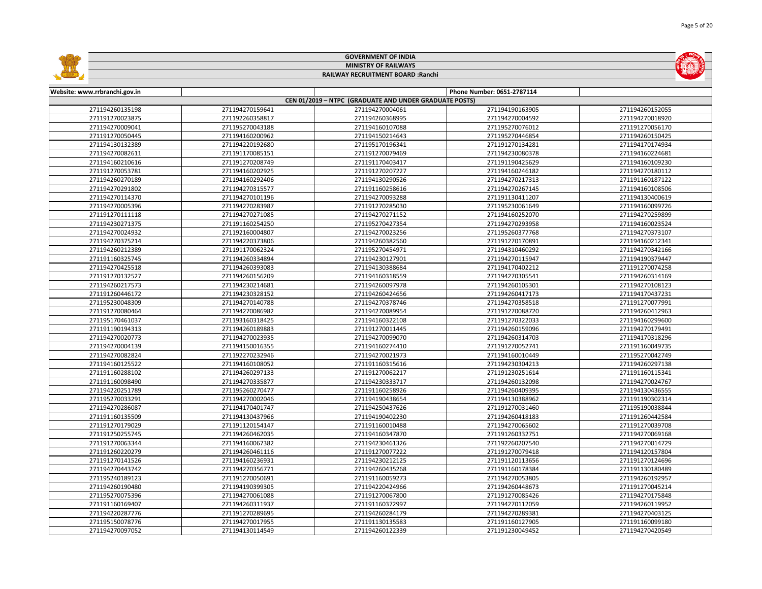GOVERNMENT OF INDIA

MINISTRY OF RAILWAYS

RAILWAY RECRUITMENT BOARD :Ranchi

| Website: www.rrbranchi.gov.in | | | Phone Number: 0651-2787114 | |
|---|---|---|---|---|
| CEN 01/2019 – NTPC (GRADUATE AND UNDER GRADUATE POSTS) | | | | |
| 271194260135198 | 271194270159641 | 271194270004061 | 271194190163905 | 271194260152055 |
| 271191270023875 | 271192260358817 | 271194260368995 | 271194270004592 | 271194270018920 |
| 271194270009041 | 271195270043188 | 271194160107088 | 271195270076012 | 271191270056170 |
| 271191270050445 | 271194160200962 | 271194150214643 | 271195270446854 | 271194260150425 |
| 271194130132389 | 271194220192680 | 271195170196341 | 271191270134281 | 271194170174934 |
| 271194270082611 | 271191170085151 | 271191270079469 | 271194230080378 | 271194160224681 |
| 271194160210616 | 271191270208749 | 271191170403417 | 271191190425629 | 271194160109230 |
| 271191270053781 | 271194160202925 | 271191270207227 | 271194160246182 | 271194270180112 |
| 271194260270189 | 271194160292406 | 271194130290526 | 271194270217313 | 271191160187122 |
| 271194270291802 | 271194270315577 | 271191160258616 | 271194270267145 | 271194160108506 |
| 271194270114370 | 271194270101196 | 271194270093288 | 271191130411207 | 271194130400619 |
| 271194270005396 | 271194270283987 | 271191270285030 | 271195230061649 | 271194160099726 |
| 271191270111118 | 271194270271085 | 271194270271152 | 271194160252070 | 271194270259899 |
| 271194230271375 | 271191160254250 | 271195270427354 | 271194270293958 | 271194160023524 |
| 271194270024932 | 271192160004807 | 271194270023256 | 271195260377768 | 271194270373107 |
| 271194270375214 | 271194220373806 | 271194260382560 | 271191270170891 | 271194160212341 |
| 271194260212389 | 271191170062324 | 271195270454971 | 271194310460292 | 271194270342166 |
| 271191160325745 | 271194260334894 | 271194230127901 | 271194270115947 | 271194190379447 |
| 271194270425518 | 271194260393083 | 271194130388684 | 271194170402212 | 271191270074258 |
| 271191270132527 | 271194260156209 | 271194160318559 | 271194270305541 | 271194260314169 |
| 271194260217573 | 271194230214681 | 271194260097978 | 271194260105301 | 271194270108123 |
| 271191260446172 | 271194230328152 | 271194260424656 | 271194260417173 | 271194170437231 |
| 271195230048309 | 271194270140788 | 271194270378746 | 271194270358518 | 271191270077991 |
| 271191270080464 | 271194270086982 | 271194270089954 | 271191270088720 | 271194260412963 |
| 271195170461037 | 271193160318425 | 271194160322108 | 271191270322033 | 271194160299600 |
| 271191190194313 | 271194260189883 | 271191270011445 | 271194260159096 | 271194270179491 |
| 271194270020773 | 271194270023935 | 271194270099070 | 271194260314703 | 271194170318296 |
| 271194270004139 | 271194150016355 | 271194160274410 | 271191270052741 | 271191160049735 |
| 271194270082824 | 271192270232946 | 271194270021973 | 271194160010449 | 271195270042749 |
| 271194160125522 | 271194160108052 | 271191160315616 | 271194230304213 | 271194260297138 |
| 271191160288102 | 271194260297133 | 271191270062217 | 271191230251614 | 271191160115341 |
| 271191160098490 | 271194270335877 | 271194230333717 | 271194260132098 | 271194270024767 |
| 271194220251789 | 271195260270477 | 271191160258926 | 271194260409395 | 271194130436555 |
| 271195270033291 | 271194270002046 | 271194190438654 | 271194130388962 | 271191190302314 |
| 271194270286087 | 271194170401747 | 271194250437626 | 271191270031460 | 271195190038844 |
| 271191160135509 | 271194130437966 | 271194190402230 | 271194260418183 | 271191260442584 |
| 271191270179029 | 271191120154147 | 271191160010488 | 271194270065602 | 271191270039708 |
| 271191250255745 | 271194260462035 | 271194160347870 | 271191260332751 | 271194270069168 |
| 271191270063344 | 271194160067382 | 271194230461326 | 271192260207540 | 271194270014729 |
| 271191260220279 | 271194260461116 | 271191270077222 | 271191270079418 | 271194120157804 |
| 271191270141526 | 271194160236931 | 271194230212125 | 271191120113656 | 271191270124696 |
| 271194270443742 | 271194270356771 | 271194260435268 | 271191160178384 | 271191130180489 |
| 271195240189123 | 271191270050691 | 271191160059273 | 271194270053805 | 271194260192957 |
| 271194260190480 | 271194190399305 | 271194220424966 | 271194260448673 | 271191270045214 |
| 271195270075396 | 271194270061088 | 271191270067800 | 271191270085426 | 271194270175848 |
| 271191160169407 | 271194260311937 | 271191160372997 | 271194270112059 | 271194260119952 |
| 271194220287776 | 271191270289695 | 271194260284179 | 271194270289381 | 271194270403125 |
| 271195150078776 | 271194270017955 | 271191130135583 | 271191160127905 | 271191160099180 |
| 271194270097052 | 271194130114549 | 271194260122339 | 271191230049452 | 271194270420549 |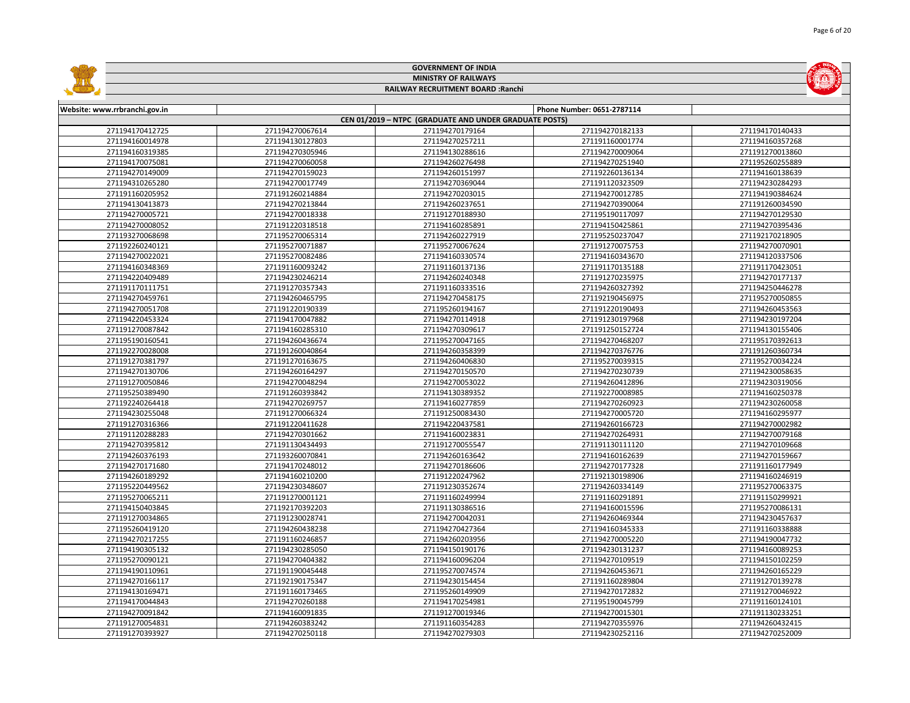# GOVERNMENT OF INDIA

## MINISTRY OF RAILWAYS

### RAILWAY RECRUITMENT BOARD :Ranchi

| Website: www.rrbranchi.gov.in | | | Phone Number: 0651-2787114 | |
|---|---|---|---|---|
| CEN 01/2019 – NTPC (GRADUATE AND UNDER GRADUATE POSTS) | | | | |
| 271194170412725 | 271194270067614 | 271194270179164 | 271194270182133 | 271194170140433 |
| 271194160014978 | 271194130127803 | 271194270257211 | 271191160001774 | 271194160357268 |
| 271194160319385 | 271194270305946 | 271194130288616 | 271194270009064 | 271191270013860 |
| 271194170075081 | 271194270060058 | 271194260276498 | 271194270251940 | 271195260255889 |
| 271194270149009 | 271194270159023 | 271194260151997 | 271192260136134 | 271194160138639 |
| 271194310265280 | 271194270017749 | 271194270369044 | 271191120323509 | 271194230284293 |
| 271191160205952 | 271191260214884 | 271194270203015 | 271194270012785 | 271194190384624 |
| 271194130413873 | 271194270213844 | 271194260237651 | 271194270390064 | 271191260034590 |
| 271194270005721 | 271194270018338 | 271191270188930 | 271195190117097 | 271194270129530 |
| 271194270008052 | 271191220318518 | 271194160285891 | 271194150425861 | 271194270395436 |
| 271193270068698 | 271195270065314 | 271194260227919 | 271195250237047 | 271192170218905 |
| 271192260240121 | 271195270071887 | 271195270067624 | 271191270075753 | 271194270070901 |
| 271194270022021 | 271195270082486 | 271194160330574 | 271194160333670 | 271194120337506 |
| 271194160348369 | 271191160093242 | 271191160137136 | 271191170135188 | 271191170423051 |
| 271194220409489 | 271194230246214 | 271194260240348 | 271191270235975 | 271194270177137 |
| 271191170111751 | 271191270357343 | 271191160333516 | 271194260327392 | 271194250446278 |
| 271194270459761 | 271194260465795 | 271194270458175 | 271192190456975 | 271195270050855 |
| 271194270051708 | 271191220190339 | 271195260194167 | 271191220194493 | 271194260453563 |
| 271194220453324 | 271194170047882 | 271194270114918 | 271191230197968 | 271194230197204 |
| 271191270087842 | 271194160285310 | 271194270309617 | 271191250152724 | 271194130155406 |
| 271195190160541 | 271194260436674 | 271195270047165 | 271194270468207 | 271195170392613 |
| 271192270028008 | 271191260040864 | 271194260358399 | 271194270376776 | 271191260360734 |
| 271191270381797 | 271191270163675 | 271194260406830 | 271195270039315 | 271195270034224 |
| 271194270130706 | 271194260164297 | 271194270150570 | 271194270230739 | 271194230058635 |
| 271191270050846 | 271194270048294 | 271194270053022 | 271194260412896 | 271194230319056 |
| 271195250389490 | 271191260393842 | 271194130389352 | 271192270008985 | 271194160250378 |
| 271192240264418 | 271194270269757 | 271194160277859 | 271194270260923 | 271194230260058 |
| 271194230255048 | 271191270066324 | 271191250083430 | 271194270005720 | 271194160295977 |
| 271191270316366 | 271191220411628 | 271194220437581 | 271194260166723 | 271194270002982 |
| 271191120288283 | 271194270301662 | 271194160023831 | 271194270264931 | 271194270079168 |
| 271194270395812 | 271191130434493 | 271191270055547 | 271191130111120 | 271194270109668 |
| 271194260376193 | 271193260070841 | 271194260163642 | 271194160162639 | 271194270159667 |
| 271194270171680 | 271194170248012 | 271194270186606 | 271194270177328 | 271191160177949 |
| 271194260189292 | 271194160210200 | 271191220247962 | 271192130198906 | 271194160246919 |
| 271195220449562 | 271194230348607 | 271191230352674 | 271194260334149 | 271195270063375 |
| 271195270065211 | 271191270001121 | 271191160249994 | 271191160291891 | 271191150299921 |
| 271194150403845 | 271192170392203 | 271191130386516 | 271194160015596 | 271195270086131 |
| 271191270034865 | 271191230028741 | 271194270042031 | 271194260469344 | 271194230457637 |
| 271195260419120 | 271194260438238 | 271194270427364 | 271194160345333 | 271191160338888 |
| 271194270217255 | 271191160246857 | 271194260203956 | 271194270005220 | 271194190047732 |
| 271194190305132 | 271194230285050 | 271194150190176 | 271194230131237 | 271194160089253 |
| 271195270090121 | 271194270404382 | 271194160096204 | 271194270109519 | 271194150102259 |
| 271194190110961 | 271191190045448 | 271195270074574 | 271194260453671 | 271194260165229 |
| 271194270166117 | 271192190175347 | 271194230154454 | 271191160289804 | 271191270139278 |
| 271194130169471 | 271191160173465 | 271195260149909 | 271194270172832 | 271191270046922 |
| 271194170044843 | 271194270260188 | 271194170254981 | 271195190045799 | 271191160124101 |
| 271194270091842 | 271194160091835 | 271191270019346 | 271194270015301 | 271191130233251 |
| 271191270054831 | 271194260383242 | 271191160354283 | 271194270355976 | 271194260432415 |
| 271191270393927 | 271194270250118 | 271194270279303 | 271194230252116 | 271194270252009 |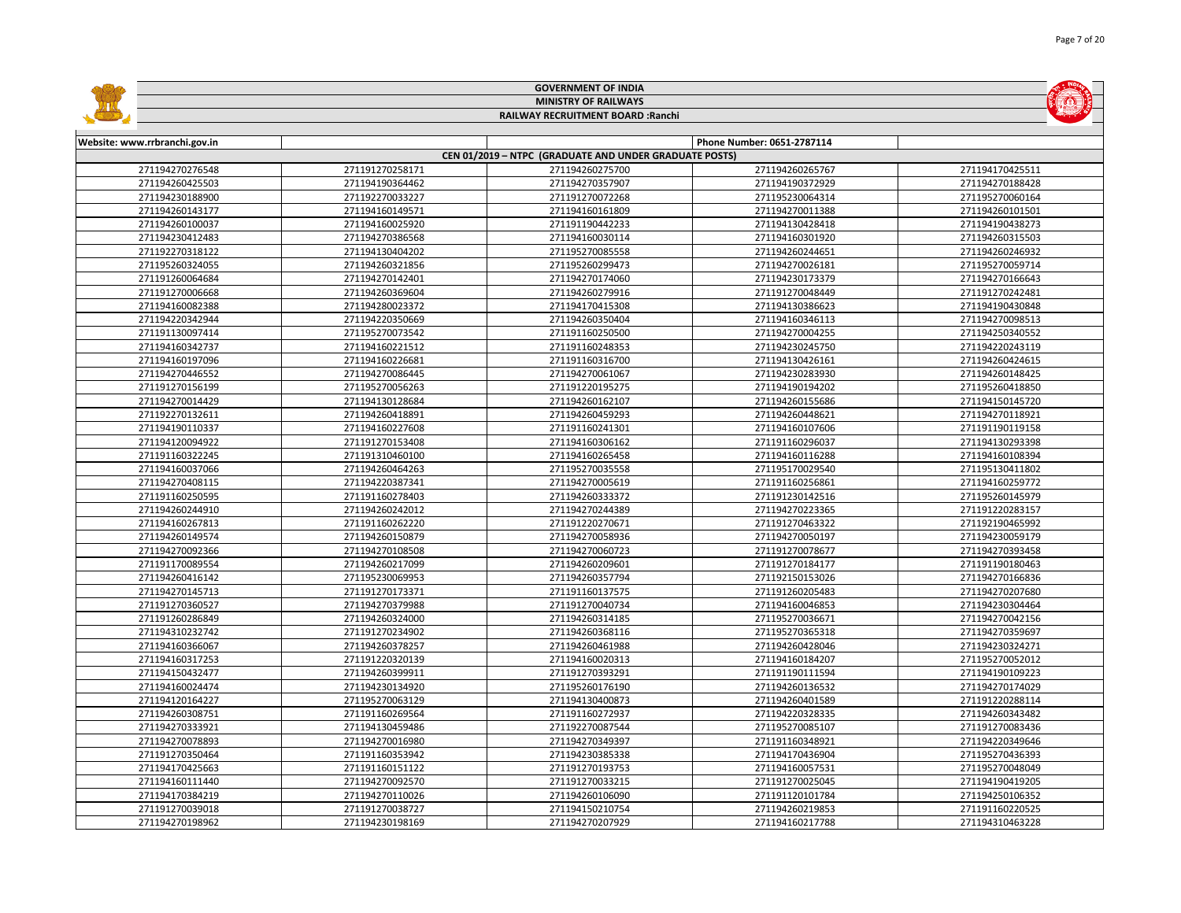GOVERNMENT OF INDIA
MINISTRY OF RAILWAYS
RAILWAY RECRUITMENT BOARD :Ranchi

| Website: www.rrbranchi.gov.in | | | Phone Number: 0651-2787114 | |
|---|---|---|---|---|
| CEN 01/2019 – NTPC (GRADUATE AND UNDER GRADUATE POSTS) | | | | |
| 271194270276548 | 271191270258171 | 271194260275700 | 271194260265767 | 271194170425511 |
| 271194260425503 | 271194190364462 | 271194270357907 | 271194190372929 | 271194270188428 |
| 271194230188900 | 271192270033227 | 271191270072268 | 271195230064314 | 271195270060164 |
| 271194260143177 | 271194160149571 | 271194160161809 | 271194270011388 | 271194260101501 |
| 271194260100037 | 271194160025920 | 271191190442233 | 271194130428418 | 271194190438273 |
| 271194230412483 | 271194270386568 | 271194160030114 | 271194160301920 | 271194260315503 |
| 271192270318122 | 271194130404202 | 271195270085558 | 271194260244651 | 271194260246932 |
| 271195260324055 | 271194260321856 | 271195260299473 | 271194270026181 | 271195270059714 |
| 271191260064684 | 271194270142401 | 271194270174060 | 271194230173379 | 271194270166643 |
| 271191270006668 | 271194260369604 | 271194260279916 | 271191270048449 | 271191270242481 |
| 271194160082388 | 271194280023372 | 271194170415308 | 271194130386623 | 271194190430848 |
| 271194220342944 | 271194220350669 | 271194260350404 | 271194160346113 | 271194270098513 |
| 271191130097414 | 271195270073542 | 271191160250500 | 271194270004255 | 271194250340552 |
| 271194160342737 | 271194160221512 | 271191160248353 | 271194230245750 | 271194220243119 |
| 271194160197096 | 271194160226681 | 271191160316700 | 271194130426161 | 271194260424615 |
| 271194270446552 | 271194270086445 | 271194270061067 | 271194230283930 | 271194260148425 |
| 271191270156199 | 271195270056263 | 271191220195275 | 271194190194202 | 271195260418850 |
| 271194270014429 | 271194130128684 | 271194260162107 | 271194260155686 | 271194150145720 |
| 271192270132611 | 271194260418891 | 271194260459293 | 271194260448621 | 271194270118921 |
| 271194190110337 | 271194160227608 | 271191160241301 | 271194160107606 | 271191190119158 |
| 271194120094922 | 271191270153408 | 271194160306162 | 271191160296037 | 271194130293398 |
| 271191160322245 | 271191310460100 | 271194160265458 | 271194160116288 | 271194160108394 |
| 271194160037066 | 271194260464263 | 271195270035558 | 271195170029540 | 271195130411802 |
| 271194270408115 | 271194220387341 | 271194270005619 | 271191160256861 | 271194160259772 |
| 271191160250595 | 271191160278403 | 271194260333372 | 271191230142516 | 271195260145979 |
| 271194260244910 | 271194260242012 | 271194270244389 | 271194270223365 | 271191220283157 |
| 271194160267813 | 271191160262220 | 271191220270671 | 271191270463322 | 271192190465992 |
| 271194260149574 | 271194260150879 | 271194260058936 | 271194270050197 | 271194230059179 |
| 271194270092366 | 271194270108508 | 271194270060723 | 271191270078677 | 271194270393458 |
| 271191170089554 | 271194260217099 | 271194260209601 | 271191270184177 | 271191190180463 |
| 271194260416142 | 271195230069953 | 271194260357794 | 271192150153026 | 271194270166836 |
| 271194270145713 | 271191270173371 | 271191160137575 | 271191260205483 | 271194270207680 |
| 271191270360527 | 271194270379988 | 271191270040734 | 271194160046853 | 271194230304464 |
| 271191260286849 | 271194260324000 | 271194260314185 | 271195270036671 | 271194270042156 |
| 271194310232742 | 271191270234902 | 271194260368116 | 271195270365318 | 271194270359697 |
| 271194160366067 | 271194260378257 | 271194260461988 | 271194260428046 | 271194230324271 |
| 271194160317253 | 271191220320139 | 271194160020313 | 271194160184207 | 271195270052012 |
| 271194150432477 | 271194260399911 | 271191270393291 | 271191190111594 | 271194190109223 |
| 271194160024474 | 271194230134920 | 271195260176190 | 271194260136532 | 271194270174029 |
| 271194120164227 | 271195270063129 | 271194130400873 | 271194260401589 | 271191220288114 |
| 271194260308751 | 271191160269564 | 271191160272937 | 271194220328335 | 271194260343482 |
| 271194270333921 | 271194130459486 | 271192270087544 | 271195270085107 | 271191270083436 |
| 271194270078893 | 271194270016980 | 271194270349397 | 271191160348921 | 271194220349646 |
| 271191270350464 | 271191160353942 | 271194230385338 | 271194170436904 | 271195270436393 |
| 271194170425663 | 271191160151122 | 271191270193753 | 271194160057531 | 271195270048049 |
| 271194160111440 | 271194270092570 | 271191270033215 | 271191270025045 | 271194190419205 |
| 271194170384219 | 271194270110026 | 271194260106090 | 271191120101784 | 271194250106352 |
| 271191270039018 | 271191270038727 | 271194150210754 | 271194260219853 | 271191160220525 |
| 271194270198962 | 271194230198169 | 271194270207929 | 271194160217788 | 271194310463228 |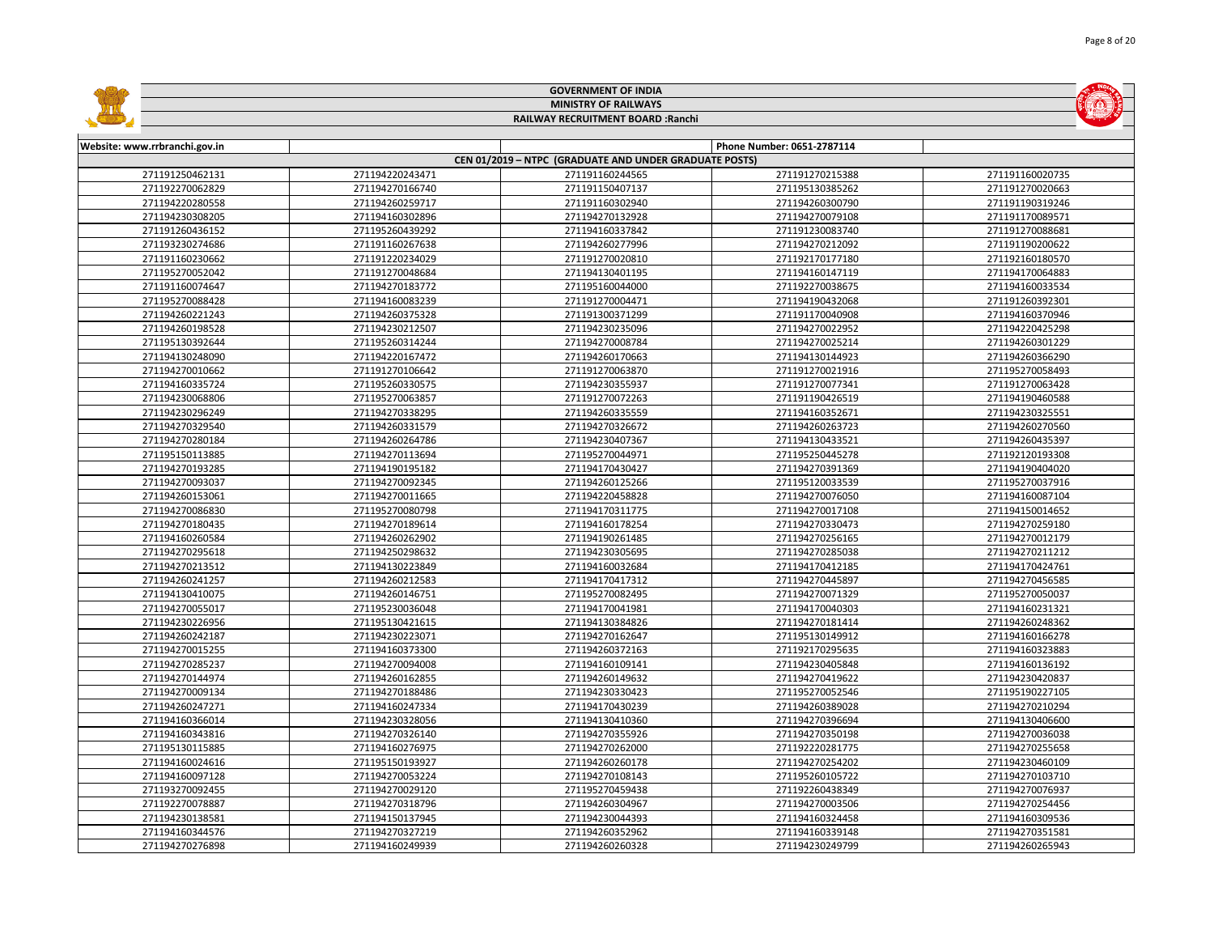GOVERNMENT OF INDIA

MINISTRY OF RAILWAYS

RAILWAY RECRUITMENT BOARD :Ranchi

| Website: www.rrbranchi.gov.in | | | Phone Number: 0651-2787114 | |
|---|---|---|---|---|
| CEN 01/2019 – NTPC (GRADUATE AND UNDER GRADUATE POSTS) | | | | |
| 271191250462131 | 271194220243471 | 271191160244565 | 271191270215388 | 271191160020735 |
| 271192270062829 | 271194270166740 | 271191150407137 | 271195130385262 | 271191270020663 |
| 271194220280558 | 271194260259717 | 271191160302940 | 271194260300790 | 271191190319246 |
| 271194230308205 | 271194160302896 | 271194270132928 | 271194270079108 | 271191170089571 |
| 271191260436152 | 271195260439292 | 271194160337842 | 271191230083740 | 271191270088681 |
| 271193230274686 | 271191160267638 | 271194260277996 | 271194270212092 | 271191190200622 |
| 271191160230662 | 271191220234029 | 271191270020810 | 271192170177180 | 271192160180570 |
| 271195270052042 | 271191270048684 | 271194130401195 | 271194160147119 | 271194170064883 |
| 271191160074647 | 271194270183772 | 271195160044000 | 271192270038675 | 271194160033534 |
| 271195270088428 | 271194160083239 | 271191270004471 | 271194190432068 | 271191260392301 |
| 271194260221243 | 271194260375328 | 271191300371299 | 271191170040908 | 271194160370946 |
| 271194260198528 | 271194230212507 | 271194230235096 | 271194270022952 | 271194220425298 |
| 271195130392644 | 271195260314244 | 271194270008784 | 271194270025214 | 271194260301229 |
| 271194130248090 | 271194220167472 | 271194260170663 | 271194130144923 | 271194260366290 |
| 271194270010662 | 271191270106642 | 271191270063870 | 271191270021916 | 271195270058493 |
| 271194160335724 | 271195260330575 | 271194230355937 | 271191270077341 | 271191270063428 |
| 271194230068806 | 271195270063857 | 271191270072263 | 271191190426519 | 271194190460588 |
| 271194230296249 | 271194270338295 | 271194260335559 | 271194160352671 | 271194230325551 |
| 271194270329540 | 271194260331579 | 271194270326672 | 271194260263723 | 271194260270560 |
| 271194270280184 | 271194260264786 | 271194230407367 | 271194130433521 | 271194260435397 |
| 271195150113885 | 271194270113694 | 271195270044971 | 271195250445278 | 271192120193308 |
| 271194270193285 | 271194190195182 | 271194170430427 | 271194270391369 | 271194190404020 |
| 271194270093037 | 271194270092345 | 271194260125266 | 271195120033539 | 271195270037916 |
| 271194260153061 | 271194270011665 | 271194220458828 | 271194270076050 | 271194160087104 |
| 271194270086830 | 271195270080798 | 271194170311775 | 271194270017108 | 271194150014652 |
| 271194270180435 | 271194270189614 | 271194160178254 | 271194270330473 | 271194270259180 |
| 271194160260584 | 271194260262902 | 271194190261485 | 271194270256165 | 271194270012179 |
| 271194270295618 | 271194250298632 | 271194230305695 | 271194270285038 | 271194270211212 |
| 271194270213512 | 271194130223849 | 271194160032684 | 271194170412185 | 271194170424761 |
| 271194260241257 | 271194260212583 | 271194170417312 | 271194270445897 | 271194270456585 |
| 271194130410075 | 271194260146751 | 271195270082495 | 271194270071329 | 271195270050037 |
| 271194270055017 | 271195230036048 | 271194170041981 | 271194170040303 | 271194160231321 |
| 271194230226956 | 271195130421615 | 271194130384826 | 271194270181414 | 271194260248362 |
| 271194260242187 | 271194230223071 | 271194270162647 | 271195130149912 | 271194160166278 |
| 271194270015255 | 271194160373300 | 271194260372163 | 271192170295635 | 271194160323883 |
| 271194270285237 | 271194270094008 | 271194160109141 | 271194230405848 | 271194160136192 |
| 271194270144974 | 271194260162855 | 271194260149632 | 271194270419622 | 271194230420837 |
| 271194270009134 | 271194270188486 | 271194230330423 | 271195270052546 | 271195190227105 |
| 271194260247271 | 271194160247334 | 271194170430239 | 271194260389028 | 271194270210294 |
| 271194160366014 | 271194230328056 | 271194130410360 | 271194270396694 | 271194130406600 |
| 271194160343816 | 271194270326140 | 271194270355926 | 271194270350198 | 271194270036038 |
| 271195130115885 | 271194160276975 | 271194270262000 | 271192220281775 | 271194270255658 |
| 271194160024616 | 271195150193927 | 271194260260178 | 271194270254202 | 271194230460109 |
| 271194160097128 | 271194270053224 | 271194270108143 | 271195260105722 | 271194270103710 |
| 271193270092455 | 271194270029120 | 271195270459438 | 271192260438349 | 271194270076937 |
| 271192270078887 | 271194270318796 | 271194260304967 | 271194270003506 | 271194270254456 |
| 271194230138581 | 271194150137945 | 271194230044393 | 271194160244458 | 271194160309536 |
| 271194160344576 | 271194270327219 | 271194260352962 | 271194160339148 | 271194270351581 |
| 271194270276898 | 271194160249939 | 271194260260328 | 271194230249799 | 271194260265943 |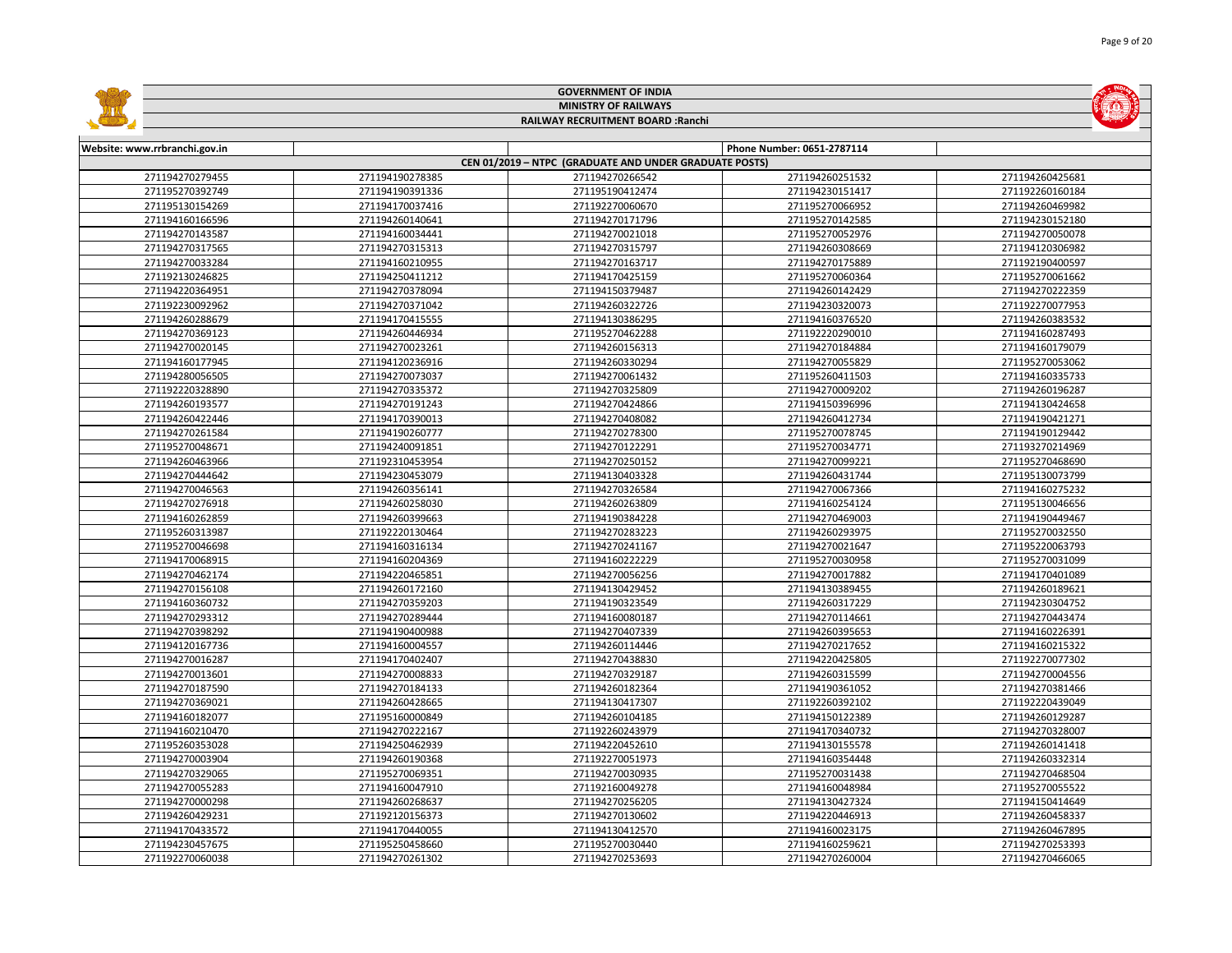GOVERNMENT OF INDIA

MINISTRY OF RAILWAYS

RAILWAY RECRUITMENT BOARD :Ranchi

| Website: www.rrbranchi.gov.in | | | Phone Number: 0651-2787114 | |
|---|---|---|---|---|
| CEN 01/2019 – NTPC (GRADUATE AND UNDER GRADUATE POSTS) | | | | |
| 271194270279455 | 271194190278385 | 271194270266542 | 271194260251532 | 271194260425681 |
| 271195270392749 | 271194190391336 | 271195190412474 | 271194230151417 | 271192260160184 |
| 271195130154269 | 271194170037416 | 271192270060670 | 271195270066952 | 271194260469982 |
| 271194160166596 | 271194260140641 | 271194270171796 | 271195270142585 | 271194230152180 |
| 271194270143587 | 271194160034441 | 271194270021018 | 271195270052976 | 271194270050078 |
| 271194270317565 | 271194270315313 | 271194270315797 | 271194260308669 | 271194120306982 |
| 271194270033284 | 271194160210955 | 271194270163717 | 271194270175889 | 271192190400597 |
| 271192130246825 | 271194250411212 | 271194170425159 | 271195270060364 | 271195270061662 |
| 271194220364951 | 271194270378094 | 271194150379487 | 271194260142429 | 271194270222359 |
| 271192230092962 | 271194270371042 | 271194260322726 | 271194230320073 | 271192270077953 |
| 271194260288679 | 271194170415555 | 271194130386295 | 271194160376520 | 271194260383532 |
| 271194270369123 | 271194260446934 | 271195270462288 | 271192220290010 | 271194160287493 |
| 271194270020145 | 271194270023261 | 271194260156313 | 271194270184884 | 271194160179079 |
| 271194160177945 | 271194120236916 | 271194260330294 | 271194270055829 | 271195270053062 |
| 271194280056505 | 271194270073037 | 271194270061432 | 271195260411503 | 271194160335733 |
| 271192220328890 | 271194270335372 | 271194270325809 | 271194270009202 | 271194260196287 |
| 271194260193577 | 271194270191243 | 271194270424866 | 271194150396996 | 271194130424658 |
| 271194260422446 | 271194170390013 | 271194270408082 | 271194260412734 | 271194190421271 |
| 271194270261584 | 271194190260777 | 271194270278300 | 271195270078745 | 271194190129442 |
| 271195270048671 | 271194240091851 | 271194270122291 | 271195270034771 | 271193270214969 |
| 271194260463966 | 271192310453954 | 271194270250152 | 271194270099221 | 271195270468690 |
| 271194270444642 | 271194230453079 | 271194130403328 | 271194260431744 | 271195130073799 |
| 271194270046563 | 271194260356141 | 271194270326584 | 271194270067366 | 271194160275232 |
| 271194270276918 | 271194260258030 | 271194260263809 | 271194160254124 | 271195130046656 |
| 271194160262859 | 271194260399663 | 271194190384228 | 271194270469003 | 271194190449467 |
| 271195260313987 | 271192220130464 | 271194270283223 | 271194260293975 | 271195270032550 |
| 271195270046698 | 271194160316134 | 271194270241167 | 271194270021647 | 271195220063793 |
| 271194170068915 | 271194160204369 | 271194160222229 | 271195270030958 | 271195270031099 |
| 271194270462174 | 271194220465851 | 271194270056256 | 271194270017882 | 271194170401089 |
| 271194270156108 | 271194260172160 | 271194130429452 | 271194130389455 | 271194260189621 |
| 271194160360732 | 271194270359203 | 271194190323549 | 271194260317229 | 271194230304752 |
| 271194270293312 | 271194270289444 | 271194160080187 | 271194270114661 | 271194270443474 |
| 271194270398292 | 271194190400988 | 271194270407339 | 271194260395653 | 271194160226391 |
| 271194120167736 | 271194160004557 | 271194260114446 | 271194270217652 | 271194160215322 |
| 271194270016287 | 271194170402407 | 271194270438830 | 271194220425805 | 271192270077302 |
| 271194270013601 | 271194270008833 | 271194270329187 | 271194260315599 | 271194270004556 |
| 271194270187590 | 271194270184133 | 271194260182364 | 271194190361052 | 271194270381466 |
| 271194270369021 | 271194260428665 | 271194130417307 | 271192260392102 | 271192220439049 |
| 271194160182077 | 271195160000849 | 271194260104185 | 271194150122389 | 271194260129287 |
| 271194160210470 | 271194270222167 | 271192260243979 | 271194170340732 | 271194270328007 |
| 271195260353028 | 271194250462939 | 271194220452610 | 271194130155578 | 271194260141418 |
| 271194270003904 | 271194260190368 | 271192270051973 | 271194160354448 | 271194260332314 |
| 271194270329065 | 271195270069351 | 271194270030935 | 271195270031438 | 271194270468504 |
| 271194270055283 | 271194160047910 | 271192160049278 | 271194160048984 | 271195270055522 |
| 271194270000298 | 271194260268637 | 271194270256205 | 271194130427324 | 271194150414649 |
| 271194260429231 | 271192120156373 | 271194270130602 | 271194220446913 | 271194260458337 |
| 271194170433572 | 271194170440055 | 271194130412570 | 271194160023175 | 271194260467895 |
| 271194230457675 | 271195250458660 | 271195270030440 | 271194160259621 | 271194270253393 |
| 271192270060038 | 271194270261302 | 271194270253693 | 271194270260004 | 271194270466065 |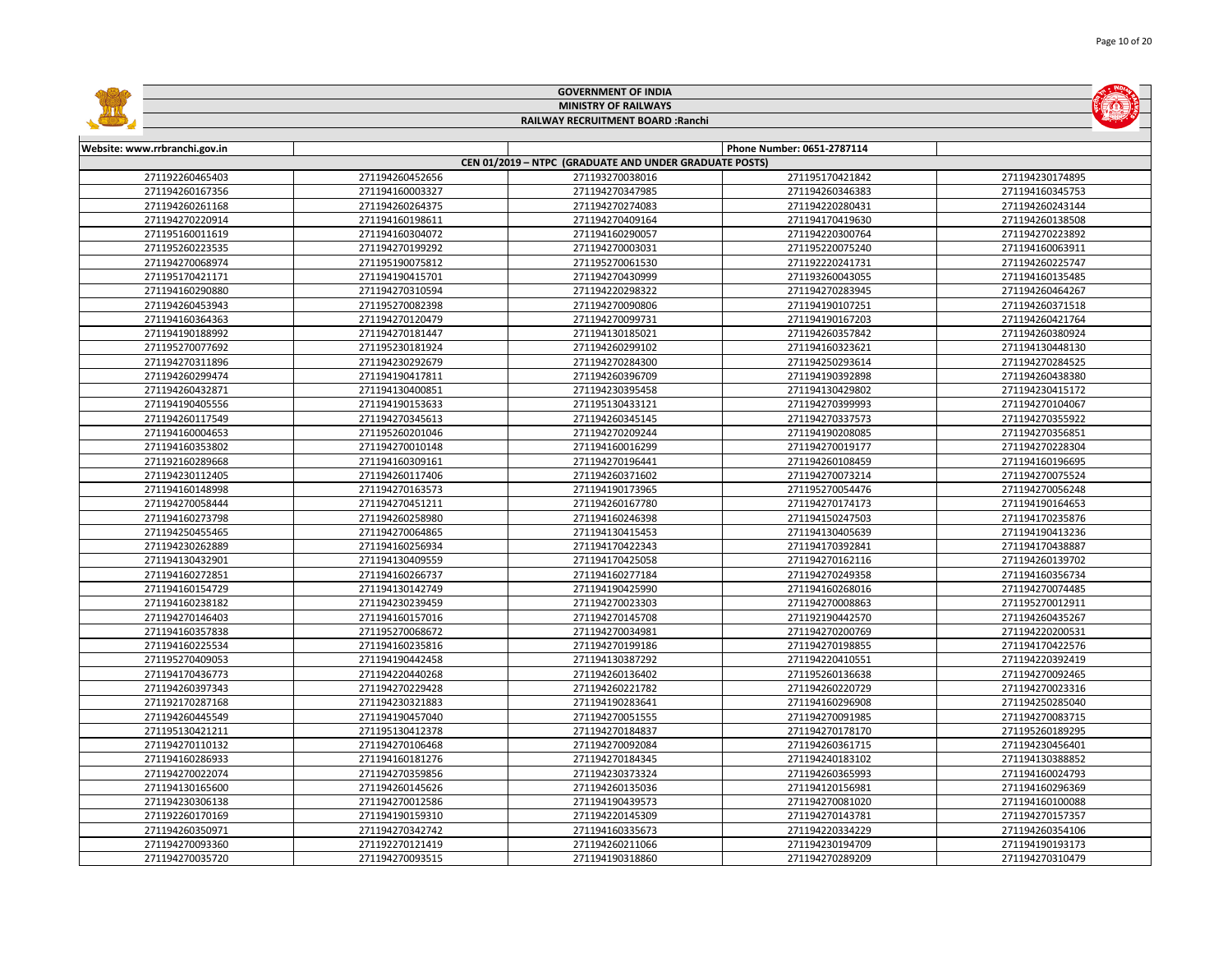# GOVERNMENT OF INDIA
## MINISTRY OF RAILWAYS
### RAILWAY RECRUITMENT BOARD :Ranchi

| Website: www.rrbranchi.gov.in | | | Phone Number: 0651-2787114 | |
|---|---|---|---|---|
| CEN 01/2019 – NTPC (GRADUATE AND UNDER GRADUATE POSTS) | | | | |
| 271192260465403 | 271194260452656 | 271193270038016 | 271195170421842 | 271194230174895 |
| 271194260167356 | 271194160003327 | 271194270347985 | 271194260346383 | 271194160345753 |
| 271194260261168 | 271194260264375 | 271194270274083 | 271194220280431 | 271194260243144 |
| 271194270220914 | 271194160198611 | 271194270409164 | 271194170419630 | 271194260138508 |
| 271195160011619 | 271194160304072 | 271194160290057 | 271194220300764 | 271194270223892 |
| 271195260223535 | 271194270199292 | 271194270003031 | 271195220075240 | 271194160063911 |
| 271194270068974 | 271195190075812 | 271195270061530 | 271192220241731 | 271194260225747 |
| 271195170421171 | 271194190415701 | 271194270430999 | 271193260043055 | 271194160135485 |
| 271194160290880 | 271194270310594 | 271194220298322 | 271194270283945 | 271194260464267 |
| 271194260453943 | 271195270082398 | 271194270090806 | 271194190107251 | 271194260371518 |
| 271194160364363 | 271194270120479 | 271194270099731 | 271194190167203 | 271194260421764 |
| 271194190188992 | 271194270181447 | 271194130185021 | 271194260357842 | 271194260380924 |
| 271195270077692 | 271195230181924 | 271194260299102 | 271194160323621 | 271194130448130 |
| 271194270311896 | 271194230292679 | 271194270284300 | 271194250293614 | 271194270284525 |
| 271194260299474 | 271194190417811 | 271194260396709 | 271194190392898 | 271194260438380 |
| 271194260432871 | 271194130400851 | 271194230395458 | 271194130429802 | 271194230415172 |
| 271194190405556 | 271194190153633 | 271195130433121 | 271194270399993 | 271194270104067 |
| 271194260117549 | 271194270345613 | 271194260345145 | 271194270337573 | 271194270355922 |
| 271194160004653 | 271195260201046 | 271194270209244 | 271194190208085 | 271194270356851 |
| 271194160353802 | 271194270010148 | 271194160016299 | 271194270019177 | 271194270228304 |
| 271192160289668 | 271194160309161 | 271194270196441 | 271194260108459 | 271194160196695 |
| 271194230112405 | 271194260117406 | 271194260371602 | 271194270073214 | 271194270075524 |
| 271194160148998 | 271194270163573 | 271194190173965 | 271195270054476 | 271194270056248 |
| 271194270058444 | 271194270451211 | 271194260167780 | 271194270174173 | 271194190164653 |
| 271194160273798 | 271194260258980 | 271194160246398 | 271194150247503 | 271194170235876 |
| 271194250455465 | 271194270064865 | 271194130415453 | 271194130405639 | 271194190413236 |
| 271194230262889 | 271194160256934 | 271194170422343 | 271194170392841 | 271194170438887 |
| 271194130432901 | 271194130409559 | 271194170425058 | 271194270162116 | 271194260139702 |
| 271194160272851 | 271194160266737 | 271194160277184 | 271194270249358 | 271194160356734 |
| 271194160154729 | 271194130142749 | 271194190425990 | 271194160268016 | 271194270074485 |
| 271194160238182 | 271194230239459 | 271194270023303 | 271194270008863 | 271195270012911 |
| 271194270146403 | 271194160157016 | 271194270145708 | 271192190442570 | 271194260435267 |
| 271194160357838 | 271195270068672 | 271194270034981 | 271194270200769 | 271194220200531 |
| 271194160225534 | 271194160235816 | 271194270199186 | 271194270198855 | 271194170422576 |
| 271195270409053 | 271194190442458 | 271194130387292 | 271194220410551 | 271194220392419 |
| 271194170436773 | 271194220440268 | 271194260136402 | 271195260136638 | 271194270092465 |
| 271194260397343 | 271194270229428 | 271194260221782 | 271194260220729 | 271194270023316 |
| 271192170287168 | 271194230321883 | 271194190283641 | 271194160296908 | 271194250285040 |
| 271194260445549 | 271194190457040 | 271194270051555 | 271194270091985 | 271194270083715 |
| 271195130421211 | 271195130412378 | 271194270184837 | 271194270178170 | 271195260189295 |
| 271194270110132 | 271194270106468 | 271194270092084 | 271194260361715 | 271194230456401 |
| 271194160286933 | 271194160181276 | 271194270184345 | 271194240183102 | 271194130388852 |
| 271194270022074 | 271194270359856 | 271194230373324 | 271194260365993 | 271194160024793 |
| 271194130165600 | 271194260145626 | 271194260135036 | 271194120156981 | 271194160296369 |
| 271194230306138 | 271194270012586 | 271194190439573 | 271194270081020 | 271194160100088 |
| 271192260170169 | 271194190159310 | 271194220145309 | 271194270143781 | 271194270157357 |
| 271194260350971 | 271194270342742 | 271194160335673 | 271194220334229 | 271194260354106 |
| 271194270093360 | 271192270121419 | 271194260211066 | 271194230194709 | 271194190193173 |
| 271194270035720 | 271194270093515 | 271194190318860 | 271194270289209 | 271194270310479 |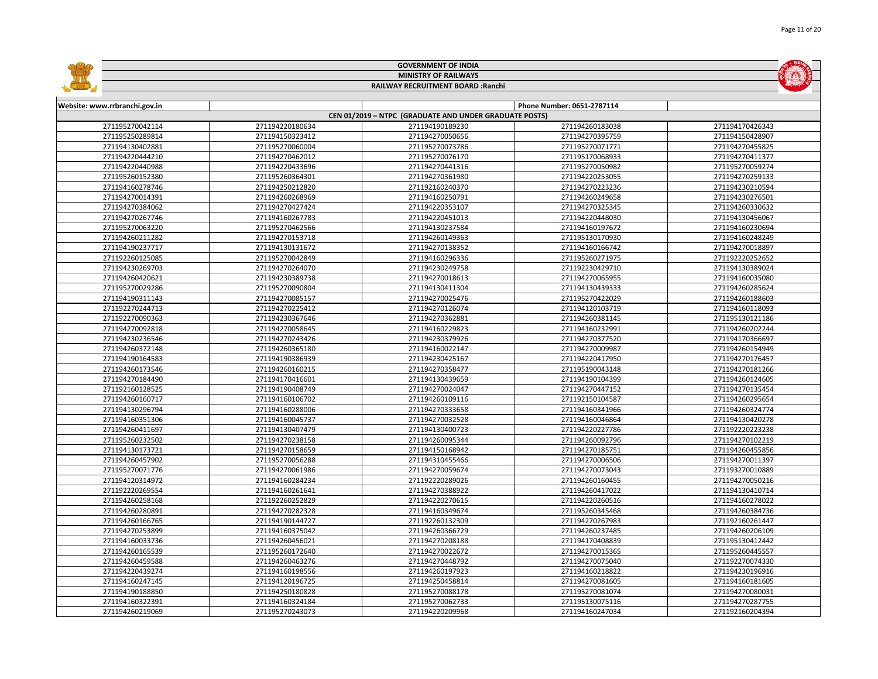**GOVERNMENT OF INDIA**

**MINISTRY OF RAILWAYS**

**RAILWAY RECRUITMENT BOARD :Ranchi**

| Website: www.rrbranchi.gov.in | | | Phone Number: 0651-2787114 | |
|---|---|---|---|---|
| **CEN 01/2019 – NTPC (GRADUATE AND UNDER GRADUATE POSTS)** | | | | |
| 271195270042114 | 271194220180634 | 271194190189230 | 271194260183038 | 271194170426343 |
| 271195250289814 | 271194150323412 | 271194270050656 | 271194270395759 | 271194150428907 |
| 271194130402881 | 271195270060004 | 271195270073786 | 271195270071771 | 271194270455825 |
| 271194220444210 | 271194270462012 | 271195270076170 | 271195170068933 | 271194270411377 |
| 271194220440988 | 271194220433696 | 271194270441316 | 271195270050982 | 271195270059274 |
| 271195260152380 | 271195260364301 | 271194270361980 | 271194220253055 | 271194270259133 |
| 271194160278746 | 271194250212820 | 271192160240370 | 271194270223236 | 271194230210594 |
| 271194270014391 | 271194260268969 | 271194160250791 | 271194260249658 | 271194230276501 |
| 271194270384062 | 271194270427424 | 271194220353107 | 271194270325345 | 271194260330632 |
| 271194270267746 | 271194160267783 | 271194220451013 | 271194220448030 | 271194130456067 |
| 271195270063220 | 271195270462566 | 271194130237584 | 271194160197672 | 271194160230694 |
| 271194260211282 | 271194270153718 | 271194260149363 | 271195130170930 | 271194160248249 |
| 271194190237717 | 271194130131672 | 271194270138352 | 271194160166742 | 271194270018897 |
| 271192260125085 | 271195270042849 | 271194160296336 | 271195260271975 | 271192220252652 |
| 271194230269703 | 271194270264070 | 271194230249758 | 271192230429710 | 271194130389024 |
| 271194260420621 | 271194230389738 | 271194270018613 | 271194270065955 | 271194160035080 |
| 271195270029286 | 271195270090804 | 271194130411304 | 271194130439333 | 271194260285624 |
| 271194190311143 | 271194270085157 | 271194270025476 | 271195270422029 | 271194260188603 |
| 271192270244713 | 271194270225412 | 271194270126074 | 271194120103719 | 271194160118093 |
| 271192270090363 | 271194230367646 | 271194270362881 | 271194260381145 | 271195130121186 |
| 271194270092818 | 271194270058645 | 271194160229823 | 271194160232991 | 271194260202244 |
| 271194230236546 | 271194270243426 | 271194230379926 | 271194270377520 | 271194170366697 |
| 271194260372148 | 271194260365180 | 271194160022147 | 271194270009987 | 271194260154949 |
| 271194190164583 | 271194190386939 | 271194230425167 | 271194220417950 | 271194270176457 |
| 271194260173546 | 271194260160215 | 271194270358477 | 271195190043148 | 271194270181266 |
| 271194270184490 | 271194170416601 | 271194130439659 | 271194190104399 | 271194260124605 |
| 271192160128525 | 271194190408749 | 271194270024047 | 271194270447152 | 271194270135454 |
| 271194260160717 | 271194160106702 | 271194260109116 | 271192150104587 | 271194260295654 |
| 271194130296794 | 271194160288006 | 271194270333658 | 271194160341966 | 271194260324774 |
| 271194160351306 | 271194160045737 | 271194270032528 | 271194160046864 | 271194130420278 |
| 271194260411697 | 271194130407479 | 271194130400723 | 271194220227786 | 271192220223238 |
| 271195260232502 | 271194270238158 | 271194260095344 | 271194260092796 | 271194270102219 |
| 271194130173721 | 271194270158659 | 271194150168942 | 271194270185751 | 271194260455856 |
| 271194260457902 | 271195270056288 | 271194310455466 | 271194270006506 | 271194270011397 |
| 271195270071776 | 271194270061986 | 271194270059674 | 271194270073043 | 271193270010889 |
| 271194120314972 | 271194160284234 | 271192220289026 | 271194260160455 | 271194270050216 |
| 271192220269554 | 271194160261641 | 271194270388922 | 271194260417022 | 271194130410714 |
| 271194260258168 | 271192260252829 | 271194220270615 | 271194220260516 | 271194160278022 |
| 271194260280891 | 271194270282328 | 271194160349674 | 271195260345468 | 271194260384736 |
| 271194260166765 | 271194190144727 | 271192260132309 | 271194270267983 | 271192160261447 |
| 271194270253899 | 271194160375042 | 271194260366729 | 271194260237485 | 271194260206109 |
| 271194160033736 | 271194260456021 | 271194270208188 | 271194170408839 | 271195130412442 |
| 271194260165539 | 271195260172640 | 271194270022672 | 271194270015365 | 271195260445557 |
| 271194260459588 | 271194260463276 | 271194270448792 | 271194270075040 | 271192270074330 |
| 271194220439274 | 271194160198556 | 271194260197923 | 271194160218822 | 271194230196916 |
| 271194160247145 | 271194120196725 | 271194250458814 | 271194270081605 | 271194160181605 |
| 271194190188850 | 271194250180828 | 271195270088178 | 271195270081074 | 271194270080031 |
| 271194160322391 | 271194160324184 | 271195270062733 | 271195130075116 | 271194270287755 |
| 271194260219069 | 271195270243073 | 271194220209968 | 271194160247034 | 271192160204394 |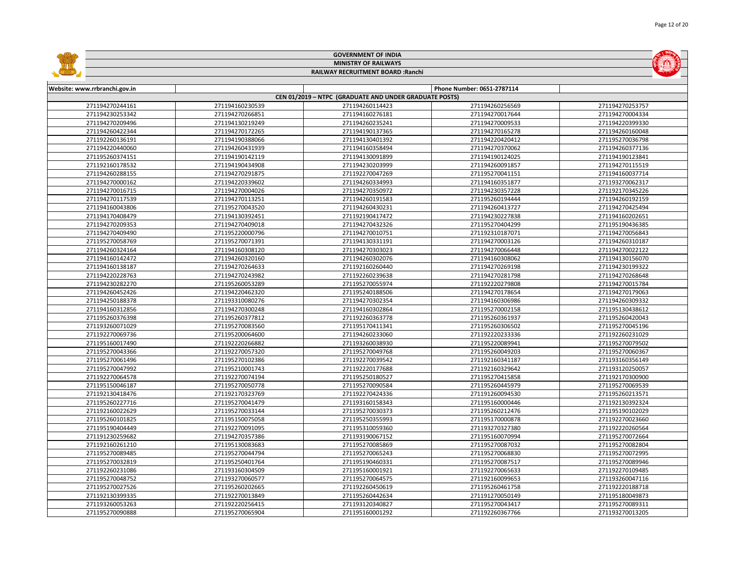**GOVERNMENT OF INDIA**
**MINISTRY OF RAILWAYS**
**RAILWAY RECRUITMENT BOARD :Ranchi**

| Website: www.rrbranchi.gov.in | | | Phone Number: 0651-2787114 | |
|---|---|---|---|---|
| **CEN 01/2019 – NTPC (GRADUATE AND UNDER GRADUATE POSTS)** | | | | |
| 271194270244161 | 271194160230539 | 271194260114423 | 271194260256569 | 271194270253757 |
| 271194230253342 | 271194270266851 | 271194160276181 | 271194270017644 | 271194270004334 |
| 271194270209496 | 271194130219249 | 271194260235241 | 271194270009533 | 271194220399330 |
| 271194260422344 | 271194270172265 | 271194190137365 | 271194270165278 | 271194260160048 |
| 271192260136191 | 271194190388066 | 271194130401392 | 271194220420412 | 271195270036798 |
| 271194220440060 | 271194260431939 | 271194160358494 | 271194270370062 | 271194260377136 |
| 271195260374151 | 271194190142119 | 271194130091899 | 271194190124025 | 271194190123841 |
| 271192160178532 | 271194190434908 | 271194230203999 | 271194260091857 | 271194270115519 |
| 271194260288155 | 271194270291875 | 271192270047269 | 271195270041151 | 271194160037714 |
| 271194270000162 | 271194220339602 | 271194260334993 | 271194160351877 | 271193270062317 |
| 271194270016715 | 271194270004026 | 271194270350972 | 271194230357228 | 271192170345226 |
| 271194270117539 | 271194270113251 | 271194260191583 | 271195260194444 | 271194260192159 |
| 271194160043806 | 271195270043520 | 271194260430231 | 271194260413727 | 271194270425494 |
| 271194170408479 | 271194130392451 | 271192190417472 | 271194230227838 | 271194160202651 |
| 271194270209353 | 271194270409018 | 271194270432326 | 271195270404299 | 271195190436385 |
| 271194270409490 | 271195220000796 | 271194270010751 | 271192310187071 | 271194270056843 |
| 271195270058769 | 271195270071391 | 271194130331191 | 271194270003126 | 271194260310187 |
| 271194260324164 | 271194160308120 | 271194270303023 | 271194270066448 | 271194270022122 |
| 271194160142472 | 271194260320160 | 271194260302076 | 271194160308062 | 271194130156070 |
| 271194160138187 | 271194270264633 | 271192160260440 | 271194270269198 | 271194230199322 |
| 271194220228763 | 271194270243982 | 271192260239638 | 271194270281798 | 271194270268648 |
| 271194230282270 | 271195260053289 | 271195270055974 | 271192220279808 | 271194270015784 |
| 271194260452426 | 271194220462320 | 271195240188506 | 271194270178654 | 271194270179063 |
| 271194250188378 | 271193310080276 | 271194270302354 | 271194160306986 | 271194260309332 |
| 271194160312856 | 271194270300248 | 271194160302864 | 271195270002158 | 271195130438612 |
| 271195260376398 | 271195260377812 | 271192260363778 | 271195260361937 | 271195260420043 |
| 271193260071029 | 271195270083560 | 271195170411341 | 271195260306502 | 271195270045196 |
| 271192270069736 | 271195200064600 | 271194260233060 | 271192220233336 | 271192260231029 |
| 271195160017490 | 271192220266882 | 271193260038930 | 271195220089941 | 271195270079502 |
| 271195270043366 | 271192270057320 | 271195270049768 | 271195260049203 | 271195270060367 |
| 271195270061496 | 271195270102386 | 271192270039542 | 271192160341187 | 271193160356149 |
| 271195270047992 | 271195210001743 | 271192220177688 | 271192160329642 | 271193120250057 |
| 271192270064578 | 271192270074194 | 271195250180527 | 271195270415858 | 271192170300900 |
| 271195150046187 | 271195270050778 | 271195270090584 | 271195260445979 | 271195270069539 |
| 271192130418476 | 271192170323769 | 271192270424336 | 271191260094530 | 271195260213571 |
| 271195260227716 | 271195270041479 | 271193160158343 | 271195160000446 | 271192130392324 |
| 271192160022629 | 271195270033144 | 271195270030373 | 271195260212476 | 271195190102029 |
| 271195260101825 | 271195150075058 | 271195250355993 | 271195170000878 | 271192270023660 |
| 271195190404449 | 271192270091095 | 271195310059360 | 271193270327380 | 271192220260564 |
| 271191230259682 | 271194270357386 | 271193190067152 | 271195160070994 | 271195270072664 |
| 271192160261210 | 271195130083683 | 271195270085869 | 271195270087032 | 271195270082804 |
| 271195270089485 | 271195270044794 | 271195270065243 | 271195270068830 | 271195270072995 |
| 271195270032819 | 271195250401764 | 271195190460331 | 271195270087517 | 271195270089946 |
| 271192260231086 | 271193160304509 | 271195160001921 | 271192270065633 | 271192270109485 |
| 271195270048752 | 271193270060577 | 271195270064575 | 271192160099653 | 271193260047116 |
| 271195270027526 | 271195260202665 | 271192260450619 | 271195260461758 | 271192220188718 |
| 271192130399335 | 271192270013849 | 271195260442634 | 271191270050149 | 271195180049873 |
| 271193260053263 | 271192220256415 | 271193120340827 | 271195270043417 | 271195270089311 |
| 271195270090888 | 271195270065904 | 271195160001292 | 271192260367766 | 271193270013205 |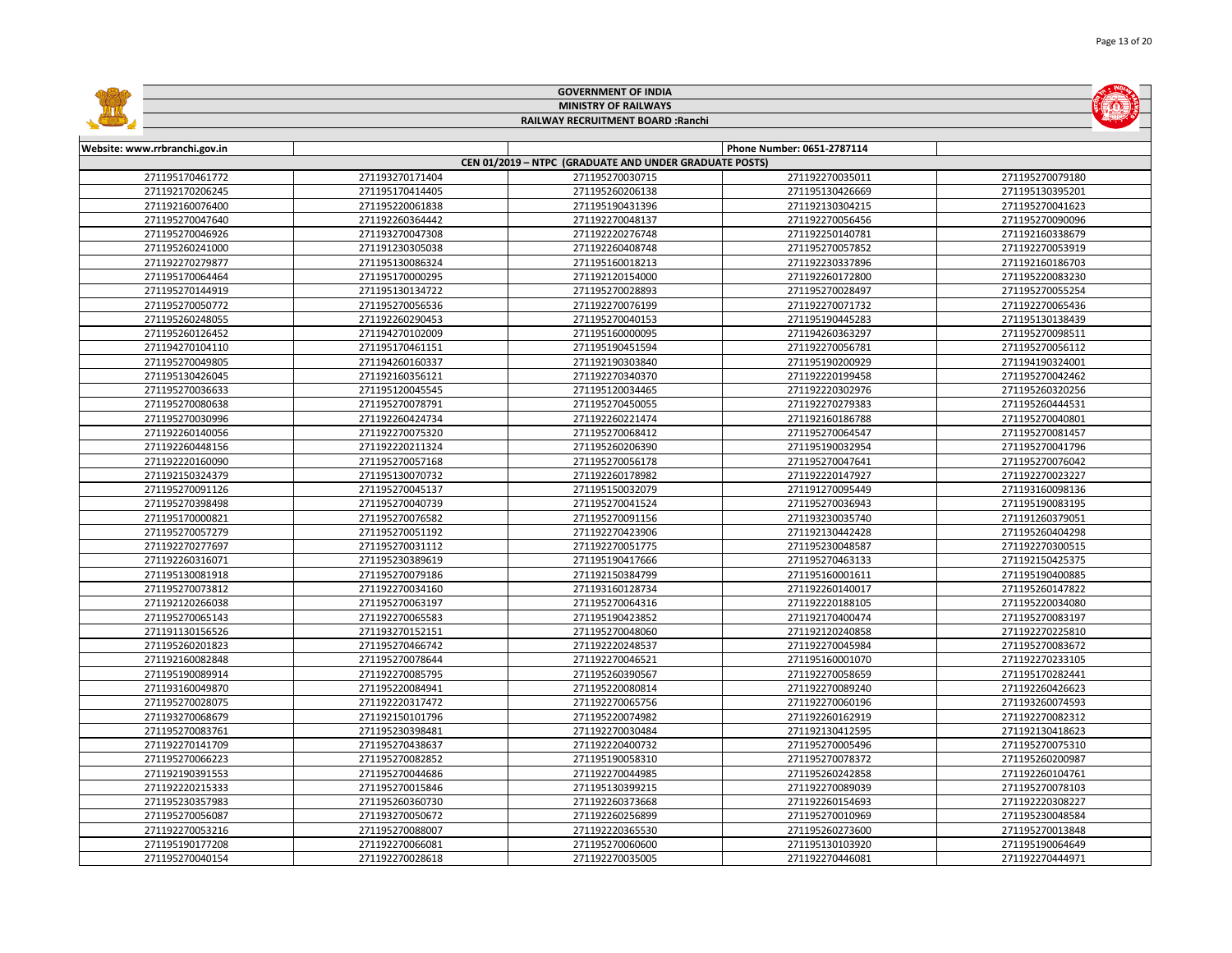GOVERNMENT OF INDIA

MINISTRY OF RAILWAYS

RAILWAY RECRUITMENT BOARD :Ranchi

| Website: www.rrbranchi.gov.in | | | Phone Number: 0651-2787114 | |
|---|---|---|---|---|
| CEN 01/2019 – NTPC (GRADUATE AND UNDER GRADUATE POSTS) | | | | |
| 271195170461772 | 271193270171404 | 271195270030715 | 271192270035011 | 271195270079180 |
| 271192170206245 | 271195170414405 | 271195260206138 | 271195130426669 | 271195130395201 |
| 271192160076400 | 271195220061838 | 271195190431396 | 271192130304215 | 271195270041623 |
| 271195270047640 | 271192260364442 | 271192270048137 | 271192270056456 | 271195270090096 |
| 271195270046926 | 271193270047308 | 271192220276748 | 271192250140781 | 271192160338679 |
| 271195260241000 | 271191230305038 | 271192260408748 | 271195270057852 | 271192270053919 |
| 271192270279877 | 271195130086324 | 271195160018213 | 271192230337896 | 271192160186703 |
| 271195170064464 | 271195170000295 | 271192120154000 | 271192260172800 | 271195220083230 |
| 271195270144919 | 271195130134722 | 271195270028893 | 271195270028497 | 271195270055254 |
| 271195270050772 | 271195270056536 | 271192270076199 | 271192270071732 | 271192270065436 |
| 271195260248055 | 271192260290453 | 271195270040153 | 271195190445283 | 271195130138439 |
| 271195260126452 | 271194270102009 | 271195160000095 | 271194260363297 | 271195270098511 |
| 271194270104110 | 271195170461151 | 271195190451594 | 271192270056781 | 271192270056112 |
| 271195270049805 | 271194260160337 | 271192190303840 | 271195190200929 | 271194190324001 |
| 271195130426045 | 271192160356121 | 271192270340370 | 271192220199458 | 271195270042462 |
| 271195270036633 | 271195120045545 | 271195120034465 | 271192220302976 | 271195260320256 |
| 271195270080638 | 271195270078791 | 271195270450055 | 271192270279383 | 271195260444531 |
| 271195270030996 | 271192260424734 | 271192260221474 | 271192160186788 | 271195270040801 |
| 271192260140056 | 271192270075320 | 271195270068412 | 271195270064547 | 271195270081457 |
| 271192260448156 | 271192220211324 | 271195260206390 | 271195190032954 | 271195270041796 |
| 271192220160090 | 271195270057168 | 271195270056178 | 271195270047641 | 271195270076042 |
| 271192150324379 | 271195130070732 | 271192260178982 | 271192220147927 | 271192270023227 |
| 271195270091126 | 271195270045137 | 271195150032079 | 271191270095449 | 271193160098136 |
| 271195270398498 | 271195270040739 | 271195270041524 | 271195270036943 | 271195190083195 |
| 271195170000821 | 271195270076582 | 271195270091156 | 271193230035740 | 271191260379051 |
| 271195270057279 | 271195270051192 | 271192270423906 | 271192130442428 | 271195260404298 |
| 271192270277697 | 271195270031112 | 271192270051775 | 271195230048587 | 271192270300515 |
| 271192260316071 | 271195230389619 | 271195190417666 | 271195270463133 | 271192150425375 |
| 271195130081918 | 271195270079186 | 271192150384799 | 271195160001611 | 271195190400885 |
| 271195270073812 | 271192270034160 | 271193160128734 | 271192260140017 | 271195260147822 |
| 271192120266038 | 271195270063197 | 271195270064316 | 271192220188105 | 271195220034080 |
| 271195270065143 | 271192270065583 | 271195190423852 | 271192170400474 | 271195270083197 |
| 271191130156526 | 271193270152151 | 271195270048060 | 271192120240858 | 271192270225810 |
| 271195260201823 | 271195270466742 | 271192220248537 | 271192270045984 | 271195270083672 |
| 271192160082848 | 271195270078644 | 271192270046521 | 271195160001070 | 271192270233105 |
| 271195190089914 | 271192270085795 | 271195260390567 | 271192270058659 | 271195170282441 |
| 271193160049870 | 271195220084941 | 271195220080814 | 271192270089240 | 271192260426623 |
| 271195270028075 | 271192220317472 | 271192270065756 | 271192270060196 | 271193260074593 |
| 271193270068679 | 271192150101796 | 271195220074982 | 271192260162919 | 271192270082312 |
| 271195270083761 | 271195230398481 | 271192270030484 | 271192130412595 | 271192130418623 |
| 271192270141709 | 271195270438637 | 271192220400732 | 271195270005496 | 271195270075310 |
| 271195270066223 | 271195270082852 | 271195190058310 | 271195270078372 | 271195260200987 |
| 271192190391553 | 271195270044686 | 271192270044985 | 271195260242858 | 271192260104761 |
| 271192220215333 | 271195270015846 | 271195130399215 | 271192270089039 | 271195270078103 |
| 271195230357983 | 271195260360730 | 271192260373668 | 271192260154693 | 271192220308227 |
| 271195270056087 | 271193270050672 | 271192260256899 | 271195270010969 | 271195230048584 |
| 271192270053216 | 271195270088007 | 271192220365530 | 271195260273600 | 271195270013848 |
| 271195190177208 | 271192270066081 | 271195270060600 | 271195130103920 | 271195190064649 |
| 271195270040154 | 271192270028618 | 271192270035005 | 271192270446081 | 271192270444971 |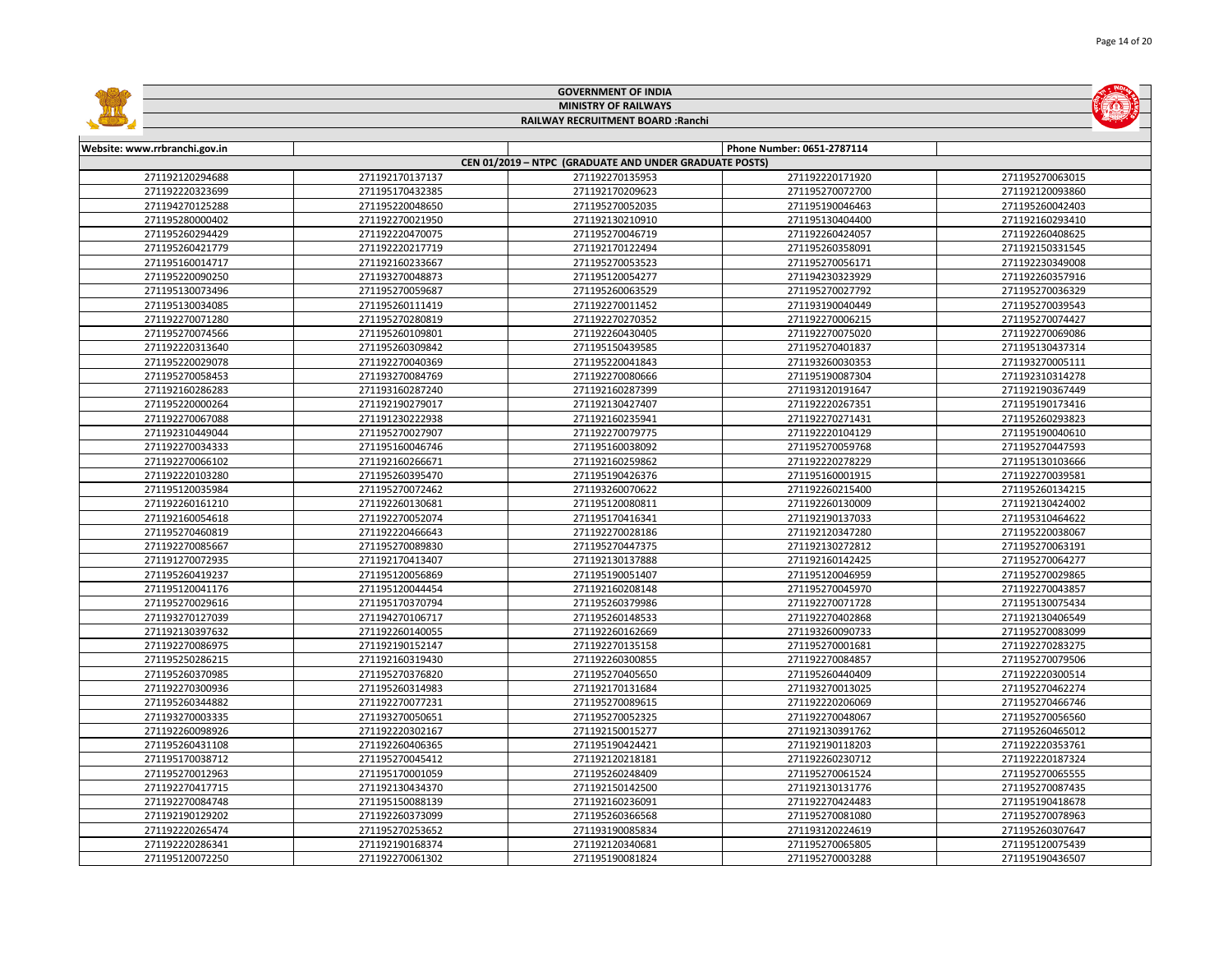# GOVERNMENT OF INDIA

## MINISTRY OF RAILWAYS

### RAILWAY RECRUITMENT BOARD :Ranchi

| Website: www.rrbranchi.gov.in | | | Phone Number: 0651-2787114 | |
|---|---|---|---|---|
| **CEN 01/2019 – NTPC (GRADUATE AND UNDER GRADUATE POSTS)** | | | | |
| 271192120294688 | 271192170137137 | 271192270135953 | 271192220171920 | 271195270063015 |
| 271192220323699 | 271195170432385 | 271192170209623 | 271195270072700 | 271192120093860 |
| 271194270125288 | 271195220048650 | 271195270052035 | 271195190046463 | 271195260042403 |
| 271195280000402 | 271192270021950 | 271192130210910 | 271195130404400 | 271192160293410 |
| 271195260294429 | 271192220470075 | 271195270046719 | 271192260424057 | 271192260408625 |
| 271195260421779 | 271192220217719 | 271192170122494 | 271195260358091 | 271192150331545 |
| 271195160014717 | 271192160233667 | 271195270053523 | 271195270056171 | 271192230349008 |
| 271195220090250 | 271193270048873 | 271195120054277 | 271194230323929 | 271192260357916 |
| 271195130073496 | 271195270059687 | 271195260063529 | 271195270027792 | 271195270036329 |
| 271195130034085 | 271195260111419 | 271192270011452 | 271193190040449 | 271195270039543 |
| 271192270071280 | 271195270280819 | 271192270270352 | 271192270006215 | 271195270074427 |
| 271195270074566 | 271195260109801 | 271192260430405 | 271192270075020 | 271192270069086 |
| 271192220313640 | 271195260309842 | 271195150439585 | 271195270401837 | 271195130437314 |
| 271195220029078 | 271192270040369 | 271195220041843 | 271193260030353 | 271193270005111 |
| 271195270058453 | 271193270084769 | 271192270080666 | 271195190087304 | 271192310314278 |
| 271192160286283 | 271193160287240 | 271192160287399 | 271193120191647 | 271192190367449 |
| 271195220000264 | 271192190279017 | 271192130427407 | 271192220267351 | 271195190173416 |
| 271192270067088 | 271191230222938 | 271192160235941 | 271192270271431 | 271195260293823 |
| 271192310449044 | 271195270027907 | 271192270079775 | 271192220104129 | 271195190040610 |
| 271192270034333 | 271195160046746 | 271195160038092 | 271195270059768 | 271195270447593 |
| 271192270066102 | 271192160266671 | 271192160259862 | 271192220278229 | 271195130103666 |
| 271192220103280 | 271195260395470 | 271195190426376 | 271195160001915 | 271192270039581 |
| 271195120035984 | 271195270072462 | 271193260070622 | 271192260215400 | 271195260134215 |
| 271192260161210 | 271192260130681 | 271195120080811 | 271192260130009 | 271192130424002 |
| 271192160054618 | 271192270052074 | 271195170416341 | 271192190137033 | 271195310464622 |
| 271195270460819 | 271192220466643 | 271192270028186 | 271192120347280 | 271195220038067 |
| 271192270085667 | 271195270089830 | 271195270447375 | 271192130272812 | 271195270063191 |
| 271191270072935 | 271192170413407 | 271192130137888 | 271192160142425 | 271195270064277 |
| 271195260419237 | 271195120056869 | 271195190051407 | 271195120046959 | 271195270029865 |
| 271195120041176 | 271195120044454 | 271192160208148 | 271195270045970 | 271192270043857 |
| 271195270029616 | 271195170370794 | 271195260379986 | 271192270071728 | 271195130075434 |
| 271193270127039 | 271194270106717 | 271195260148533 | 271192270402868 | 271192130406549 |
| 271192130397632 | 271192260140055 | 271192260162669 | 271193260090733 | 271195270083099 |
| 271192270086975 | 271192190152147 | 271192270135158 | 271195270001681 | 271192270283275 |
| 271195250286215 | 271192160319430 | 271192260300855 | 271192270084857 | 271195270079506 |
| 271195260370985 | 271195270376820 | 271195270405650 | 271195260440409 | 271192220300514 |
| 271192270300936 | 271195260314983 | 271192170131684 | 271193270013025 | 271195270462274 |
| 271195260344882 | 271192270077231 | 271195270089615 | 271192220206069 | 271195270466746 |
| 271193270003335 | 271193270050651 | 271195270052325 | 271192270048067 | 271195270056560 |
| 271192260098926 | 271192220302167 | 271192150015277 | 271192130391762 | 271195260465012 |
| 271195260431108 | 271192260406365 | 271195190424421 | 271192190118203 | 271192220353761 |
| 271195170038712 | 271195270045412 | 271192120218181 | 271192260230712 | 271192220187324 |
| 271195270012963 | 271195170001059 | 271195260248409 | 271195270061524 | 271195270065555 |
| 271192270417715 | 271192130434370 | 271192130142500 | 271192130131776 | 271195270087435 |
| 271192270084748 | 271195150088139 | 271192160236091 | 271192270424483 | 271195190418678 |
| 271192190129202 | 271192260373099 | 271195260366568 | 271195270081080 | 271195270078963 |
| 271192220265474 | 271195270253652 | 271193190085834 | 271193120224619 | 271195260307647 |
| 271192220286341 | 271192190168374 | 271192120340681 | 271195270065805 | 271195120075439 |
| 271195120072250 | 271192270061302 | 271195190081824 | 271195270003288 | 271195190436507 |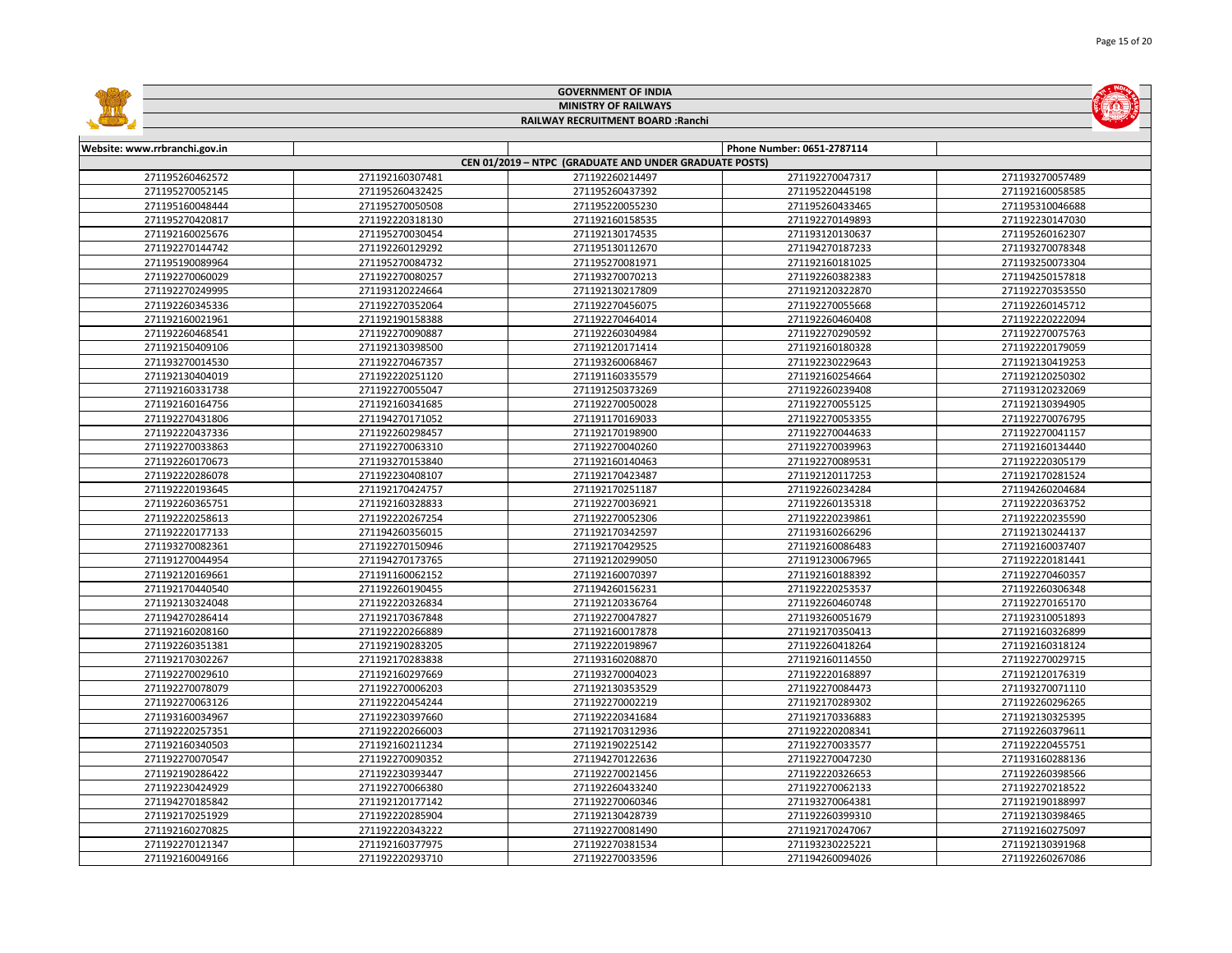# GOVERNMENT OF INDIA

## MINISTRY OF RAILWAYS

### RAILWAY RECRUITMENT BOARD :Ranchi

| Website: www.rrbranchi.gov.in | | | Phone Number: 0651-2787114 | |
|---|---|---|---|---|
| CEN 01/2019 – NTPC (GRADUATE AND UNDER GRADUATE POSTS) | | | | |
| 271195260462572 | 271192160307481 | 271192260214497 | 271192270047317 | 271193270057489 |
| 271195270052145 | 271195260432425 | 271195260437392 | 271195220445198 | 271192160058585 |
| 271195160048444 | 271195270050508 | 271195220055230 | 271195260433465 | 271195310046688 |
| 271195270420817 | 271192220318130 | 271192160158535 | 271192270149893 | 271192230147030 |
| 271192160025676 | 271195270030454 | 271192130174535 | 271193120130637 | 271195260162307 |
| 271192270144742 | 271192260129292 | 271195130112670 | 271194270187233 | 271193270078348 |
| 271195190089964 | 271195270084732 | 271195270081971 | 271192160181025 | 271193250073304 |
| 271192270060029 | 271192270080257 | 271193270070213 | 271192260382383 | 271194250157818 |
| 271192270249995 | 271193120224664 | 271192130217809 | 271192120322870 | 271192270353550 |
| 271192260345336 | 271192270352064 | 271192270456075 | 271192270055668 | 271192260145712 |
| 271192160021961 | 271192190158388 | 271192270464014 | 271192260460408 | 271192220222094 |
| 271192260468541 | 271192270090887 | 271192260304984 | 271192270290592 | 271192270075763 |
| 271192150409106 | 271192130398500 | 271192120171414 | 271192160180328 | 271192220179059 |
| 271193270014530 | 271192270467357 | 271193260068467 | 271192230229643 | 271192130419253 |
| 271192130404019 | 271192220251120 | 271191160335579 | 271192160254664 | 271192120250302 |
| 271192160331738 | 271192270055047 | 271191250373269 | 271192260239408 | 271193120232069 |
| 271192160164756 | 271192160341685 | 271192270050028 | 271192270055125 | 271192130394905 |
| 271192270431806 | 271194270171052 | 271191170169033 | 271192270053355 | 271192270076795 |
| 271192220437336 | 271192260298457 | 271192170198900 | 271192270044633 | 271192270041157 |
| 271192270033863 | 271192270063310 | 271192270040260 | 271192270039963 | 271192160134440 |
| 271192260170673 | 271193270153840 | 271192160140463 | 271192270089531 | 271192220305179 |
| 271192220286078 | 271192230408107 | 271192170423487 | 271192120117253 | 271192170281524 |
| 271192220193645 | 271192170424757 | 271192170251187 | 271192260234284 | 271194260204684 |
| 271192260365751 | 271192160328833 | 271192270036921 | 271192260135318 | 271192220363752 |
| 271192220258613 | 271192220267254 | 271192270052306 | 271192220239861 | 271192220235590 |
| 271192220177133 | 271194260356015 | 271192170342597 | 271193160266296 | 271192130244137 |
| 271193270082361 | 271192270150946 | 271192170429525 | 271192160086483 | 271192160037407 |
| 271191270044954 | 271194270173765 | 271192120299050 | 271191230067965 | 271192220181441 |
| 271192120169661 | 271191160062152 | 271192160070397 | 271192160188392 | 271192270460357 |
| 271192170440540 | 271192260190455 | 271194260156231 | 271192220253537 | 271192260306348 |
| 271192130324048 | 271192220326834 | 271192120336764 | 271192260460748 | 271192270165170 |
| 271194270286414 | 271192170367848 | 271192270047827 | 271193260051679 | 271192310051893 |
| 271192160208160 | 271192220266889 | 271192160017878 | 271192170350413 | 271192160326899 |
| 271192260351381 | 271192190283205 | 271192220198967 | 271192260418264 | 271192160318124 |
| 271192170302267 | 271192170283838 | 271193160208870 | 271192160114550 | 271192270029715 |
| 271192270029610 | 271192160297669 | 271193270004023 | 271192220168897 | 271192120176319 |
| 271192270078079 | 271192270006203 | 271192130353529 | 271192270084473 | 271193270071110 |
| 271192270063126 | 271192220454244 | 271192270002219 | 271192170289302 | 271192260296265 |
| 271193160034967 | 271192230397660 | 271192220341684 | 271192170336883 | 271192130325395 |
| 271192220257351 | 271192220266003 | 271192170312936 | 271192220208341 | 271192260379611 |
| 271192160340503 | 271192160211234 | 271192190225142 | 271192270033577 | 271192220455751 |
| 271192270070547 | 271192270090352 | 271194270122636 | 271192270047230 | 271193160288136 |
| 271192190286422 | 271192230393447 | 271192270021456 | 271192220326653 | 271192260398566 |
| 271192230424929 | 271192270066380 | 271192260433240 | 271192270062133 | 271192270218522 |
| 271194270185842 | 271192120177142 | 271192270060346 | 271193270064381 | 271192190188997 |
| 271192170251929 | 271192220285904 | 271192130428739 | 271192260399310 | 271192130398465 |
| 271192160270825 | 271192220343222 | 271192270081490 | 271192170247067 | 271192160275097 |
| 271192270121347 | 271192160377975 | 271192270381534 | 271193230225221 | 271192130391968 |
| 271192160049166 | 271192220293710 | 271192270033596 | 271194260094026 | 271192260267086 |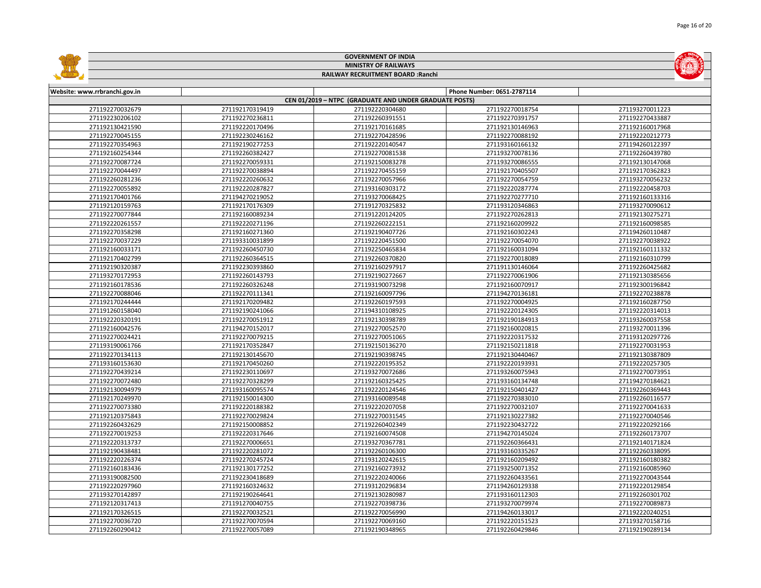# GOVERNMENT OF INDIA

## MINISTRY OF RAILWAYS

### RAILWAY RECRUITMENT BOARD :Ranchi

| Website: www.rrbranchi.gov.in | | | Phone Number: 0651-2787114 | |
|---|---|---|---|---|
| CEN 01/2019 – NTPC (GRADUATE AND UNDER GRADUATE POSTS) | | | | |
| 271192270032679 | 271192170319419 | 271192220304680 | 271192270018754 | 271193270011223 |
| 271192230206102 | 271192270236811 | 271192260391551 | 271192270391757 | 271192270433887 |
| 271192130421590 | 271192220170496 | 271192170161685 | 271192130146963 | 271192160017968 |
| 271192270045155 | 271192230246162 | 271192270428596 | 271192270088192 | 271192220212773 |
| 271192270354963 | 271192190277253 | 271192220140547 | 271193160166132 | 271194260122397 |
| 271192160254344 | 271192260382427 | 271192270081538 | 271193270078136 | 271192260439780 |
| 271192270087724 | 271192270059331 | 271192150083278 | 271193270086555 | 271192130147068 |
| 271192270044497 | 271192270038894 | 271192270455159 | 271192170405507 | 271192170362823 |
| 271192260281236 | 271192220260632 | 271192270057966 | 271192270054759 | 271193270056232 |
| 271192270055892 | 271192220287827 | 271193160303172 | 271192220287774 | 271192220458703 |
| 271192170401766 | 271194270219052 | 271193270068425 | 271192270277710 | 271192160133316 |
| 271192120159763 | 271192170176309 | 271191270325832 | 271193120346863 | 271193270090612 |
| 271192270077844 | 271192160089234 | 271191220124205 | 271192270262813 | 271192130275271 |
| 271192220261557 | 271192220271196 | 271192260222151 | 271192160209922 | 271192160098585 |
| 271192270358298 | 271192160271360 | 271192190407726 | 271192160302243 | 271194260110487 |
| 271192270037229 | 271193310031899 | 271192220451500 | 271192270054070 | 271192270038922 |
| 271192160033171 | 271192260450730 | 271192250465834 | 271192160031094 | 271192160111332 |
| 271192170402799 | 271192260364515 | 271192260370820 | 271192270018089 | 271192160310799 |
| 271192190320387 | 271192230393860 | 271192160297917 | 271191130146064 | 271192260425682 |
| 271193270172953 | 271192260143793 | 271192190272667 | 271192270061906 | 271192130385656 |
| 271192160178536 | 271192260326248 | 271193190073298 | 271192160070917 | 271192300196842 |
| 271192270088046 | 271192270111341 | 271192160097796 | 271194270136181 | 271192270238878 |
| 271192170244444 | 271192170209482 | 271192260197593 | 271192270004925 | 271192160287750 |
| 271191260158040 | 271192190241066 | 271194310108925 | 271192220124305 | 271192220314013 |
| 271192220320191 | 271192270051912 | 271192130398789 | 271192190184913 | 271193260037558 |
| 271192160042576 | 271194270152017 | 271192270052570 | 271192160020815 | 271193270011396 |
| 271192270024421 | 271192270079215 | 271192270051065 | 271192220317532 | 271193120297726 |
| 271193190061766 | 271192170352847 | 271192150136270 | 271192150211818 | 271192270031953 |
| 271192270134113 | 271192130145670 | 271192190398745 | 271192130440467 | 271192130387809 |
| 271193160153630 | 271192170450260 | 271192220195352 | 271192220193931 | 271192220257305 |
| 271192270439214 | 271192230110697 | 271193270072686 | 271193260075943 | 271192270073951 |
| 271192270072480 | 271192270328299 | 271192160325425 | 271193160134748 | 271194270184621 |
| 271192130094979 | 271193160095574 | 271192220124546 | 271192150401427 | 271192260369443 |
| 271192170249970 | 271192150014300 | 271193160089548 | 271192270383010 | 271192260116577 |
| 271192270073380 | 271192220188382 | 271192220207058 | 271192270032107 | 271192270041633 |
| 271192120375843 | 271192270029824 | 271192270031545 | 271192130227382 | 271192270040546 |
| 271192260432629 | 271192150008852 | 271192260402349 | 271192230432722 | 271192220292166 |
| 271192270019253 | 271192220317646 | 271192160074508 | 271194270145024 | 271192260173707 |
| 271192220313737 | 271192270006651 | 271193270367781 | 271192260366431 | 271192140171824 |
| 271192190438481 | 271192220281072 | 271192260106300 | 271193160335267 | 271192260338095 |
| 271192220226374 | 271192270245724 | 271193120242615 | 271192160209492 | 271192160180382 |
| 271192160183436 | 271192130177252 | 271192160273932 | 271193250071352 | 271192160085960 |
| 271193190082500 | 271192230418689 | 271192220240066 | 271192260433561 | 271192270043544 |
| 271192220297960 | 271192160324632 | 271193120296834 | 271194260129338 | 271192220129854 |
| 271193270142897 | 271192190264641 | 271192130280987 | 271193160112303 | 271192260301702 |
| 271192120317413 | 271191270040755 | 271192270398736 | 271193270079974 | 271192270089873 |
| 271192170326515 | 271192270032521 | 271192270056990 | 271194260133017 | 271192220240251 |
| 271192270036720 | 271192270070594 | 271192270069160 | 271192220151523 | 271193270158716 |
| 271192260290412 | 271192270057089 | 271192190348965 | 271192260429846 | 271192190289134 |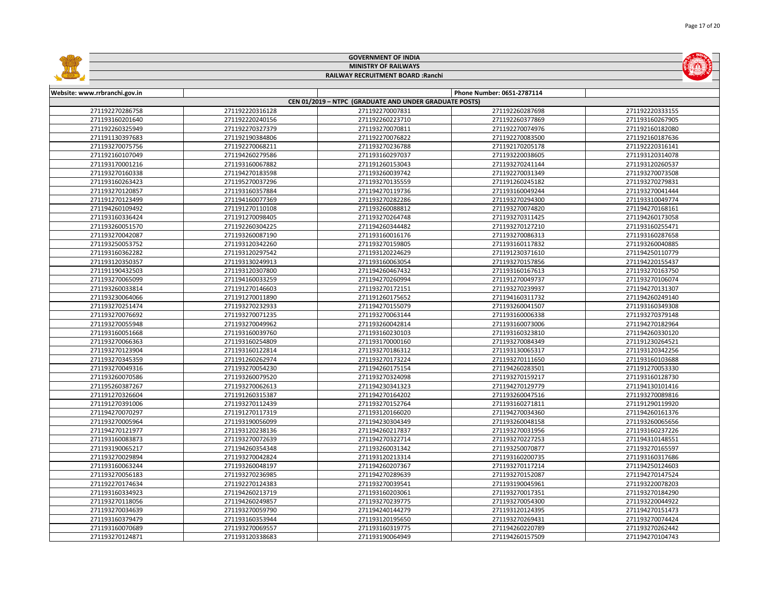# GOVERNMENT OF INDIA

## MINISTRY OF RAILWAYS

### RAILWAY RECRUITMENT BOARD :Ranchi

| Website: www.rrbranchi.gov.in | | | Phone Number: 0651-2787114 | |
|---|---|---|---|---|
| CEN 01/2019 – NTPC (GRADUATE AND UNDER GRADUATE POSTS) | | | | |
| 271192270286758 | 271192220316128 | 271192270007831 | 271192260287698 | 271192220333155 |
| 271193160201640 | 271192220240156 | 271192260223710 | 271192260377869 | 271193160267905 |
| 271192260325949 | 271192270327379 | 271193270070811 | 271192270074976 | 271192160182080 |
| 271191130397683 | 271192190384806 | 271192270076822 | 271192270083500 | 271192160187636 |
| 271193270075756 | 271192270068211 | 271193270236788 | 271192170205178 | 271192220316141 |
| 271192160107049 | 271194260279586 | 271193160297037 | 271193220038605 | 271193120314078 |
| 271193170001216 | 271193160067882 | 271191260153043 | 271193270241144 | 271193120260537 |
| 271193270160338 | 271194270183598 | 271193260039742 | 271192270031349 | 271193270073508 |
| 271193160263423 | 271195270037296 | 271193270135559 | 271191260245182 | 271193270279831 |
| 271193270120857 | 271193160357884 | 271194270119736 | 271193160049244 | 271193270041444 |
| 271191270123499 | 271194160077369 | 271193270282286 | 271193270294300 | 271193310049774 |
| 271194260109492 | 271191270110108 | 271193260088812 | 271193270074820 | 271194270168161 |
| 271193160336424 | 271191270098405 | 271193270264748 | 271193270141425 | 271194260173058 |
| 271193260051570 | 271192260304225 | 271194260344482 | 271193270127210 | 271193160255471 |
| 271193270042087 | 271193260087190 | 271193160016176 | 271193270086313 | 271193160287658 |
| 271193250053752 | 271193120342260 | 271193270159805 | 271193160117832 | 271193260040885 |
| 271193160362282 | 271193120297542 | 271193120224629 | 271191230371610 | 271194250110779 |
| 271193120350357 | 271193130249913 | 271193160063054 | 271193270157856 | 271194220155437 |
| 271191190432503 | 271193120307800 | 271194260467432 | 271193160167613 | 271193270163750 |
| 271193270065099 | 271194160033259 | 271194270260994 | 271191270049737 | 271193270106074 |
| 271193260033814 | 271191270146603 | 271193270172151 | 271193270239937 | 271194270131307 |
| 271193230064066 | 271191270011890 | 271191260175652 | 271194160311732 | 271194260249140 |
| 271193270251474 | 271193270232933 | 271194270155079 | 271193260041507 | 271193160349308 |
| 271193270076692 | 271193270071235 | 271193270063144 | 271193160006338 | 271193270379148 |
| 271193270055948 | 271193270049962 | 271193260042814 | 271193160073006 | 271194270182964 |
| 271193160051668 | 271193160039760 | 271193160230103 | 271193160323810 | 271194260330120 |
| 271193270066363 | 271193160254809 | 271193170000160 | 271193270084349 | 271191230264521 |
| 271193270123904 | 271193160122814 | 271193270186312 | 271193130065317 | 271193120342256 |
| 271193270345359 | 271191260262974 | 271193270173224 | 271193270111650 | 271193160103688 |
| 271193270049316 | 271193270054230 | 271194260175154 | 271194260283501 | 271191270053330 |
| 271193260070586 | 271193260079520 | 271193270324098 | 271193270159217 | 271193160128730 |
| 271195260387267 | 271193270062613 | 271194230341323 | 271194270129779 | 271194130101416 |
| 271191270326604 | 271191260315387 | 271194270164202 | 271193260047516 | 271193270089816 |
| 271191270391006 | 271193270112439 | 271193270152764 | 271193160271811 | 271191290119920 |
| 271194270070297 | 271191270117319 | 271193120166020 | 271194270034360 | 271194260161376 |
| 271193270005964 | 271193190056099 | 271194230304349 | 271193260048158 | 271193260065656 |
| 271194270121977 | 271193120238136 | 271194260217837 | 271193270031956 | 271193160237226 |
| 271193160083873 | 271193270072639 | 271194270322714 | 271193270227253 | 271194310148551 |
| 271193190065217 | 271194260354348 | 271193260031342 | 271193260070877 | 271193270165597 |
| 271193270029894 | 271193270042824 | 271193120213314 | 271193160200735 | 271193160317686 |
| 271193160063244 | 271193260048197 | 271194260207367 | 271193270117214 | 271194250124603 |
| 271193270056183 | 271193270236985 | 271194270289639 | 271193270152087 | 271194270147524 |
| 271192270174634 | 271192270124383 | 271193270039541 | 271193190045961 | 271193220078203 |
| 271193160334923 | 271194260213719 | 271193160203061 | 271193270017351 | 271193270184290 |
| 271193270118056 | 271194260249857 | 271193270239775 | 271193270054300 | 271193220044922 |
| 271193270034639 | 271193270059790 | 271194240144279 | 271193120124395 | 271194270151473 |
| 271193160379479 | 271193160353944 | 271193120195650 | 271193270269431 | 271193270074424 |
| 271193160070689 | 271193270069557 | 271193160319775 | 271194260220789 | 271193270262442 |
| 271193270124871 | 271193120338683 | 271193190064949 | 271194260157509 | 271194270104743 |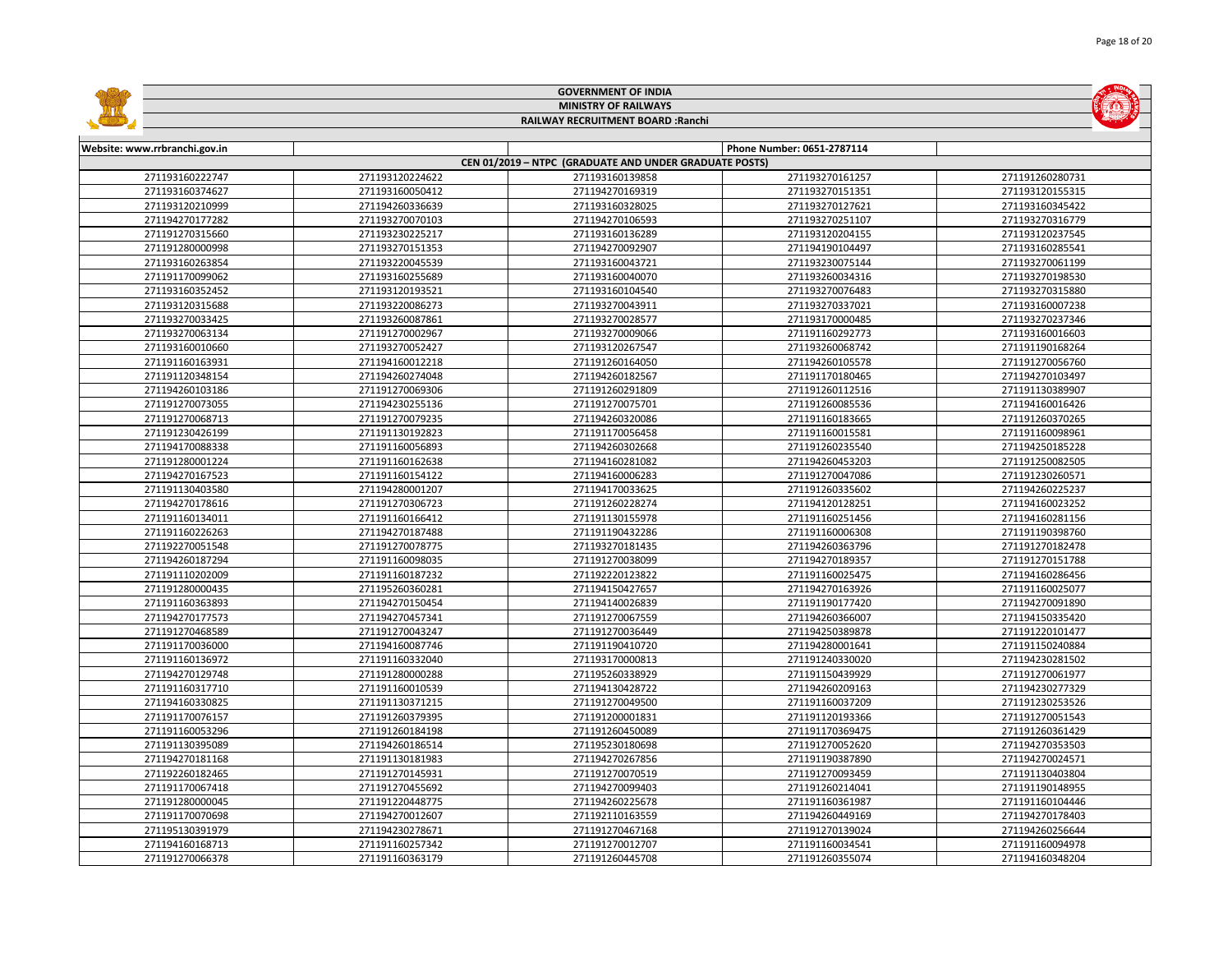# GOVERNMENT OF INDIA

## MINISTRY OF RAILWAYS

### RAILWAY RECRUITMENT BOARD :Ranchi

| Website: www.rrbranchi.gov.in | | | Phone Number: 0651-2787114 | |
|---|---|---|---|---|
| CEN 01/2019 – NTPC (GRADUATE AND UNDER GRADUATE POSTS) | | | | |
| 271193160222747 | 271193120224622 | 271193160139858 | 271193270161257 | 271191260280731 |
| 271193160374627 | 271193160050412 | 271194270169319 | 271193270151351 | 271193120155315 |
| 271193120210999 | 271194260336639 | 271193160328025 | 271193270127621 | 271193160345422 |
| 271194270177282 | 271193270070103 | 271194270106593 | 271193270251107 | 271193270316779 |
| 271191270315660 | 271193230225217 | 271193160136289 | 271193120204155 | 271193120237545 |
| 271191280000998 | 271193270151353 | 271194270092907 | 271194190104497 | 271193160285541 |
| 271193160263854 | 271193220045539 | 271193160043721 | 271193230075144 | 271193270061199 |
| 271191170099062 | 271193160255689 | 271193160040070 | 271193260034316 | 271193270198530 |
| 271193160352452 | 271193120193521 | 271193160104540 | 271193270076483 | 271193270315880 |
| 271193120315688 | 271193220086273 | 271193270043911 | 271193270337021 | 271193160007238 |
| 271193270033425 | 271193260087861 | 271193270028577 | 271193170000485 | 271193270237346 |
| 271193270063134 | 271191270002967 | 271193270009066 | 271191160292773 | 271193160016603 |
| 271193160010660 | 271193270052427 | 271193120267547 | 271193260068742 | 271191190168264 |
| 271191160163931 | 271194160012218 | 271191260164050 | 271194260105578 | 271191270056760 |
| 271191120348154 | 271194260274048 | 271194260182567 | 271191170180465 | 271194270103497 |
| 271194260103186 | 271191270069306 | 271191260291809 | 271191260112516 | 271191130389907 |
| 271191270073055 | 271194230255136 | 271191270075701 | 271191260085536 | 271194160016426 |
| 271191270068713 | 271191270079235 | 271194260320086 | 271191160183665 | 271191260370265 |
| 271191230426199 | 271191130192823 | 271191170056458 | 271191160015581 | 271191160098961 |
| 271194170088338 | 271191160056893 | 271194260302668 | 271191260235540 | 271194250185228 |
| 271191280001224 | 271191160162638 | 271194160281082 | 271194260453203 | 271191250082505 |
| 271194270167523 | 271191160154122 | 271194160006283 | 271191270047086 | 271191230260571 |
| 271191130403580 | 271194280001207 | 271194170033625 | 271191260335602 | 271194260225237 |
| 271194270178616 | 271191270306723 | 271191260228274 | 271194120128251 | 271194160023252 |
| 271191160134011 | 271191160166412 | 271191130155978 | 271191160251456 | 271194160281156 |
| 271191160226263 | 271194270187488 | 271191190432286 | 271191160006308 | 271191190398760 |
| 271192270051548 | 271191270078775 | 271193270181435 | 271194260363796 | 271191270182478 |
| 271194260187294 | 271191160098035 | 271191270038099 | 271194270189357 | 271191270151788 |
| 271191110202009 | 271191160187232 | 271192220123822 | 271191160025475 | 271194160286456 |
| 271191280000435 | 271195260360281 | 271194150427657 | 271194270163926 | 271191160025077 |
| 271191160363893 | 271194270150454 | 271194140026839 | 271191190177420 | 271194270091890 |
| 271194270177573 | 271194270457341 | 271191270067559 | 271194260366007 | 271194150335420 |
| 271191270468589 | 271191270043247 | 271191270036449 | 271194250389878 | 271191220101477 |
| 271191170036000 | 271194160087746 | 271191190410720 | 271194280001641 | 271191150240884 |
| 271191160136972 | 271191160332040 | 271193170000813 | 271191240330020 | 271194230281502 |
| 271194270129748 | 271191280000288 | 271195260338929 | 271191150439929 | 271191270061977 |
| 271191160317710 | 271191160010539 | 271194130428722 | 271194260209163 | 271194230277329 |
| 271194160330825 | 271191130371215 | 271191270049500 | 271191160037209 | 271191230253526 |
| 271191170076157 | 271191260379395 | 271191200001831 | 271191120193366 | 271191270051543 |
| 271191160053296 | 271191260184198 | 271191260450089 | 271191170369475 | 271191260361429 |
| 271191130395089 | 271194260186514 | 271195230180698 | 271191270052620 | 271194270353503 |
| 271194270181168 | 271191130181983 | 271194270267856 | 271191190387890 | 271194270024571 |
| 271192260182465 | 271191270145931 | 271191270070519 | 271191270093459 | 271191130403804 |
| 271191170067418 | 271191270455692 | 271194270099403 | 271191260214041 | 271191190148955 |
| 271191280000045 | 271191220448775 | 271194260225678 | 271191160361987 | 271191160104446 |
| 271191170070698 | 271194270012607 | 271192110163559 | 271194260449169 | 271194270178403 |
| 271195130391979 | 271194230278671 | 271191270467168 | 271191270139024 | 271194260256644 |
| 271194160168713 | 271191160257342 | 271191270012707 | 271191160034541 | 271191160094978 |
| 271191270066378 | 271191160363179 | 271191260445708 | 271191260355074 | 271194160348204 |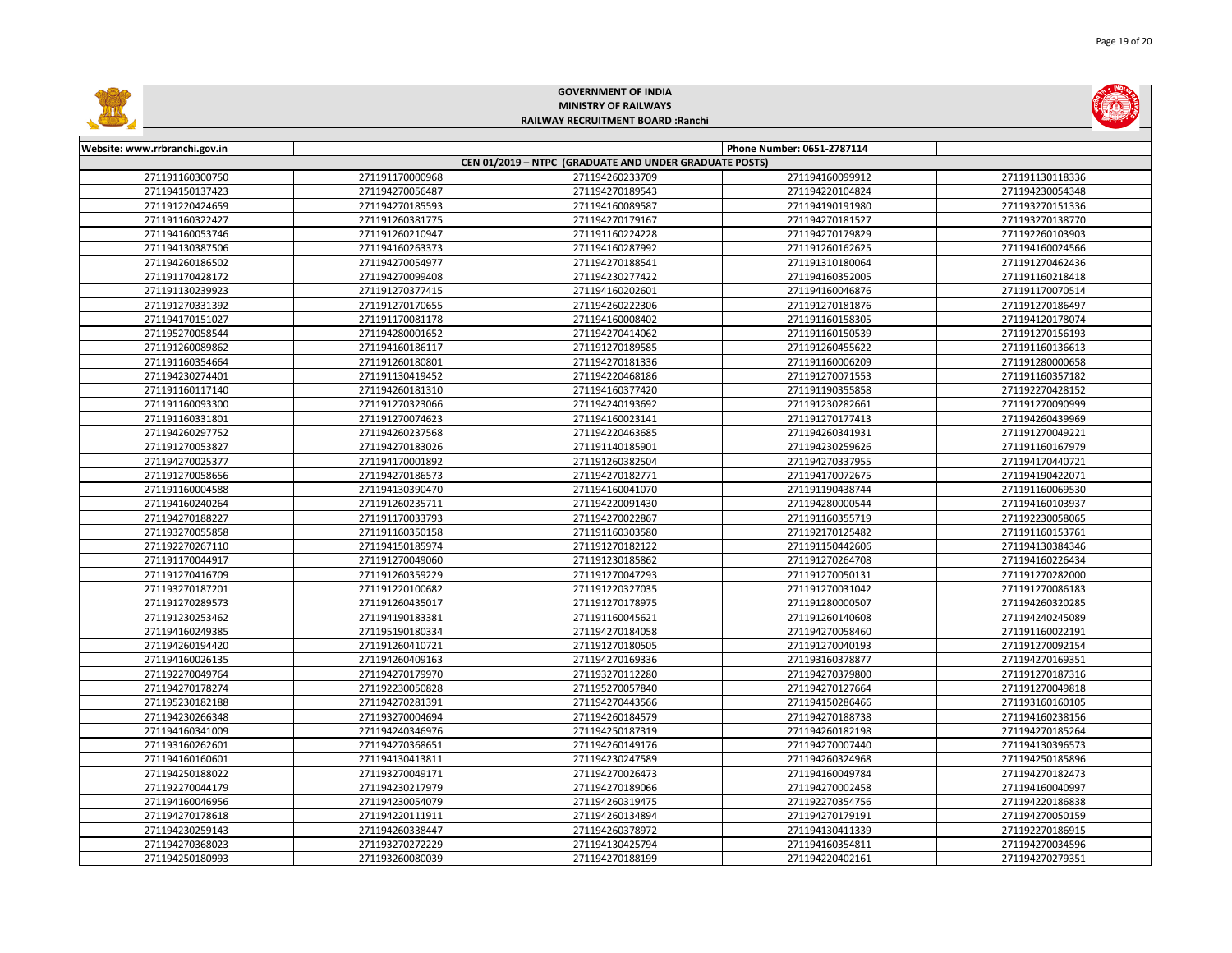# GOVERNMENT OF INDIA

## MINISTRY OF RAILWAYS

### RAILWAY RECRUITMENT BOARD :Ranchi

| Website: www.rrbranchi.gov.in | | | Phone Number: 0651-2787114 | |
|---|---|---|---|---|
| CEN 01/2019 – NTPC (GRADUATE AND UNDER GRADUATE POSTS) | | | | |
| 271191160300750 | 271191170000968 | 271194260233709 | 271194160099912 | 271191130118336 |
| 271194150137423 | 271194270056487 | 271194270189543 | 271194220104824 | 271194230054348 |
| 271191220424659 | 271194270185593 | 271194160089587 | 271194190191980 | 271193270151336 |
| 271191160322427 | 271191260381775 | 271194270179167 | 271194270181527 | 271193270138770 |
| 271194160053746 | 271191260210947 | 271191160224228 | 271194270179829 | 271192260103903 |
| 271194130387506 | 271194160263373 | 271194160287992 | 271191260162625 | 271194160024566 |
| 271194260186502 | 271194270054977 | 271194270188541 | 271191310180064 | 271191270462436 |
| 271191170428172 | 271194270099408 | 271194230277422 | 271194160352005 | 271191160218418 |
| 271191130239923 | 271191270377415 | 271194160202601 | 271194160046876 | 271191170070514 |
| 271191270331392 | 271191270170655 | 271194260222306 | 271191270181876 | 271191270186497 |
| 271194170151027 | 271191170081178 | 271194160008402 | 271191160158305 | 271194120178074 |
| 271195270058544 | 271194280001652 | 271194270414062 | 271191160150539 | 271191270156193 |
| 271191260089862 | 271194160186117 | 271191270189585 | 271191260425622 | 271191160136613 |
| 271191160354664 | 271191260180801 | 271194270181336 | 271191160006209 | 271191280000658 |
| 271194230274401 | 271191130419452 | 271194220468186 | 271191270071553 | 271191160357182 |
| 271191160117140 | 271194260181310 | 271194160377420 | 271191190355858 | 271192270428152 |
| 271191160093300 | 271191270323066 | 271194240193692 | 271191230282661 | 271191270090999 |
| 271191160331801 | 271191270074623 | 271194160023141 | 271191270177413 | 271194260439969 |
| 271194260297752 | 271194260237568 | 271194220463685 | 271194260341931 | 271191270049221 |
| 271191270053827 | 271194270183026 | 271191140185901 | 271194230259626 | 271191160167979 |
| 271194270025377 | 271194170001892 | 271191260382504 | 271194270337955 | 271194170440721 |
| 271191270058656 | 271194270186573 | 271194270182771 | 271194170072675 | 271194190422071 |
| 271191160004588 | 271194130390470 | 271194160041070 | 271191190438744 | 271191160069530 |
| 271194160240264 | 271191260235711 | 271194220091430 | 271194280000544 | 271194160103937 |
| 271194270188227 | 271191170033793 | 271194270022867 | 271191160355719 | 271192230058065 |
| 271193270055858 | 271191160350158 | 271191160303580 | 271192170125482 | 271191160153761 |
| 271192270267110 | 271194150185974 | 271191270182122 | 271191150442606 | 271194130384346 |
| 271191170044917 | 271191270049060 | 271191230185862 | 271191270264708 | 271194160226434 |
| 271191270416709 | 271191260359229 | 271191270047293 | 271191270050131 | 271191270282000 |
| 271193270187201 | 271191220100682 | 271191220327035 | 271191270031042 | 271191270086183 |
| 271191270289573 | 271191260435017 | 271191270178975 | 271191280000507 | 271194260320285 |
| 271191230253462 | 271194190183381 | 271191160045621 | 271191260140608 | 271194240245089 |
| 271194160249385 | 271195190180334 | 271194270184058 | 271194270058460 | 271191160022191 |
| 271194260194420 | 271191260410721 | 271191270180505 | 271191270040193 | 271191270092154 |
| 271194160026135 | 271194260409163 | 271194270169336 | 271193160378877 | 271194270169351 |
| 271192270049764 | 271194270179970 | 271193270112280 | 271194270379800 | 271191270187316 |
| 271194270178274 | 271192230050828 | 271195270057840 | 271194270127664 | 271191270049818 |
| 271195230182188 | 271194270281391 | 271194270443566 | 271194150286466 | 271193160160105 |
| 271194230266348 | 271193270004694 | 271194260184579 | 271194270188738 | 271194160238156 |
| 271194160341009 | 271194240346976 | 271194250187319 | 271194260182198 | 271194270185264 |
| 271193160262601 | 271194270368651 | 271194260149176 | 271194270007440 | 271194130396573 |
| 271194160160601 | 271194130413811 | 271194230247589 | 271194260324968 | 271194250185896 |
| 271194250188022 | 271193270049171 | 271194270026473 | 271194160049784 | 271194270182473 |
| 271192270044179 | 271194230217979 | 271194270189066 | 271194270002458 | 271194160040997 |
| 271194160046956 | 271194230054079 | 271194260319475 | 271192270354756 | 271194220186838 |
| 271194270178618 | 271194220111911 | 271194260134894 | 271194270179191 | 271194270050159 |
| 271194230259143 | 271194260338447 | 271194260378972 | 271194130411339 | 271192270186915 |
| 271194270368023 | 271193270272229 | 271194130425794 | 271194160354811 | 271194270034596 |
| 271194250180993 | 271193260080039 | 271194270188199 | 271194220402161 | 271194270279351 |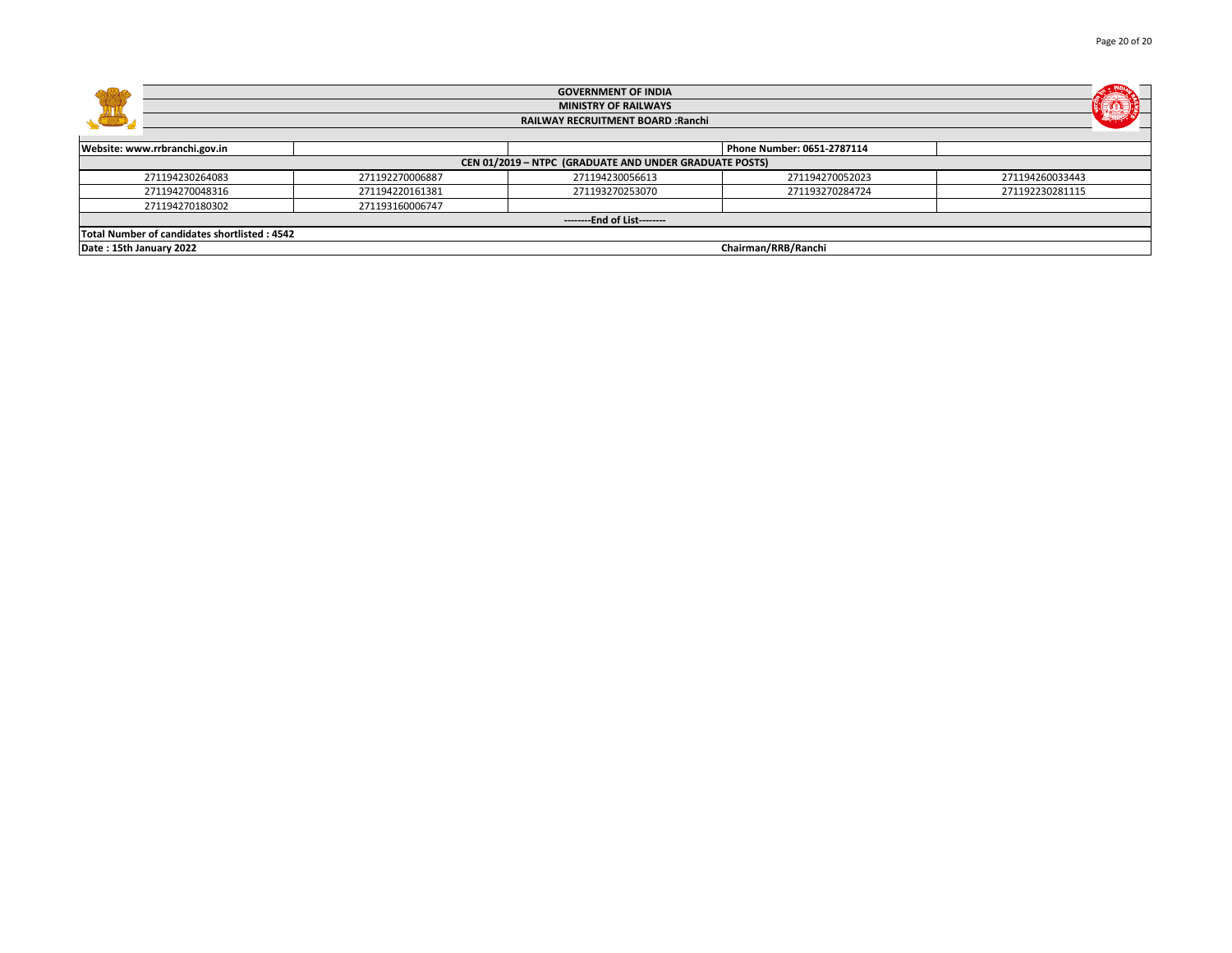**GOVERNMENT OF INDIA**

**MINISTRY OF RAILWAYS**

**RAILWAY RECRUITMENT BOARD :Ranchi**

| **Website: www.rrbranchi.gov.in** | | | **Phone Number: 0651-2787114** | |
|---|---|---|---|---|
| **CEN 01/2019 – NTPC (GRADUATE AND UNDER GRADUATE POSTS)** | | | | |
| 271194230264083 | 271192270006887 | 271194230056613 | 271194270052023 | 271194260033443 |
| 271194270048316 | 271194220161381 | 271193270253070 | 271193270284724 | 271192230281115 |
| 271194270180302 | 271193160006747 | | | |

**--------End of List--------**

**Total Number of candidates shortlisted : 4542**

**Date : 15th January 2022**

**Chairman/RRB/Ranchi**